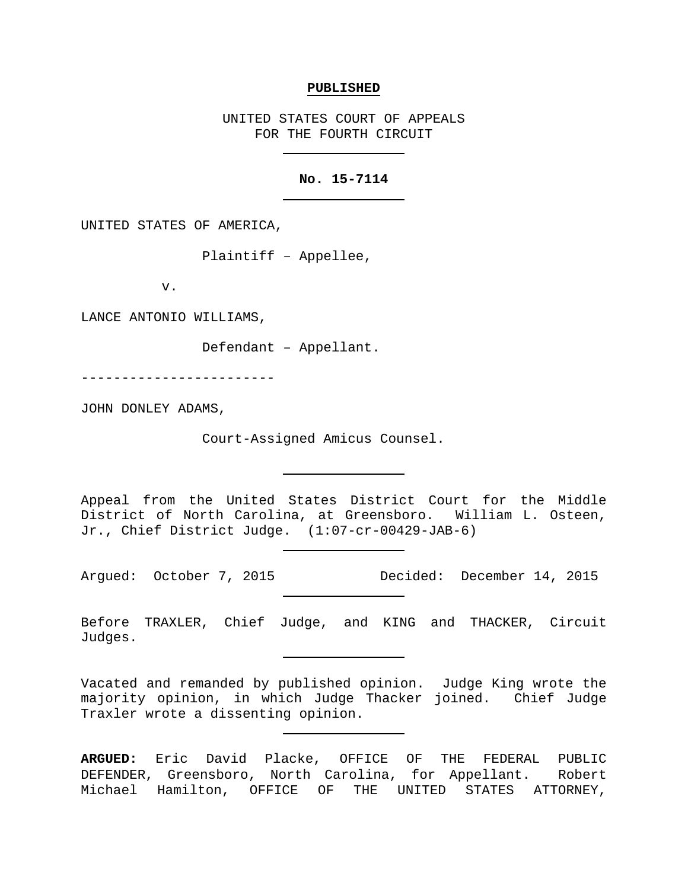**PUBLISHED**

UNITED STATES COURT OF APPEALS
FOR THE FOURTH CIRCUIT

**No. 15-7114**

UNITED STATES OF AMERICA,

Plaintiff – Appellee,

v.

LANCE ANTONIO WILLIAMS,

Defendant – Appellant.

------------------------

JOHN DONLEY ADAMS,

Court-Assigned Amicus Counsel.

Appeal from the United States District Court for the Middle District of North Carolina, at Greensboro. William L. Osteen, Jr., Chief District Judge. (1:07-cr-00429-JAB-6)

Argued: October 7, 2015 Decided: December 14, 2015

Before TRAXLER, Chief Judge, and KING and THACKER, Circuit Judges.

Vacated and remanded by published opinion. Judge King wrote the majority opinion, in which Judge Thacker joined. Chief Judge Traxler wrote a dissenting opinion.

**ARGUED:** Eric David Placke, OFFICE OF THE FEDERAL PUBLIC DEFENDER, Greensboro, North Carolina, for Appellant. Robert Michael Hamilton, OFFICE OF THE UNITED STATES ATTORNEY,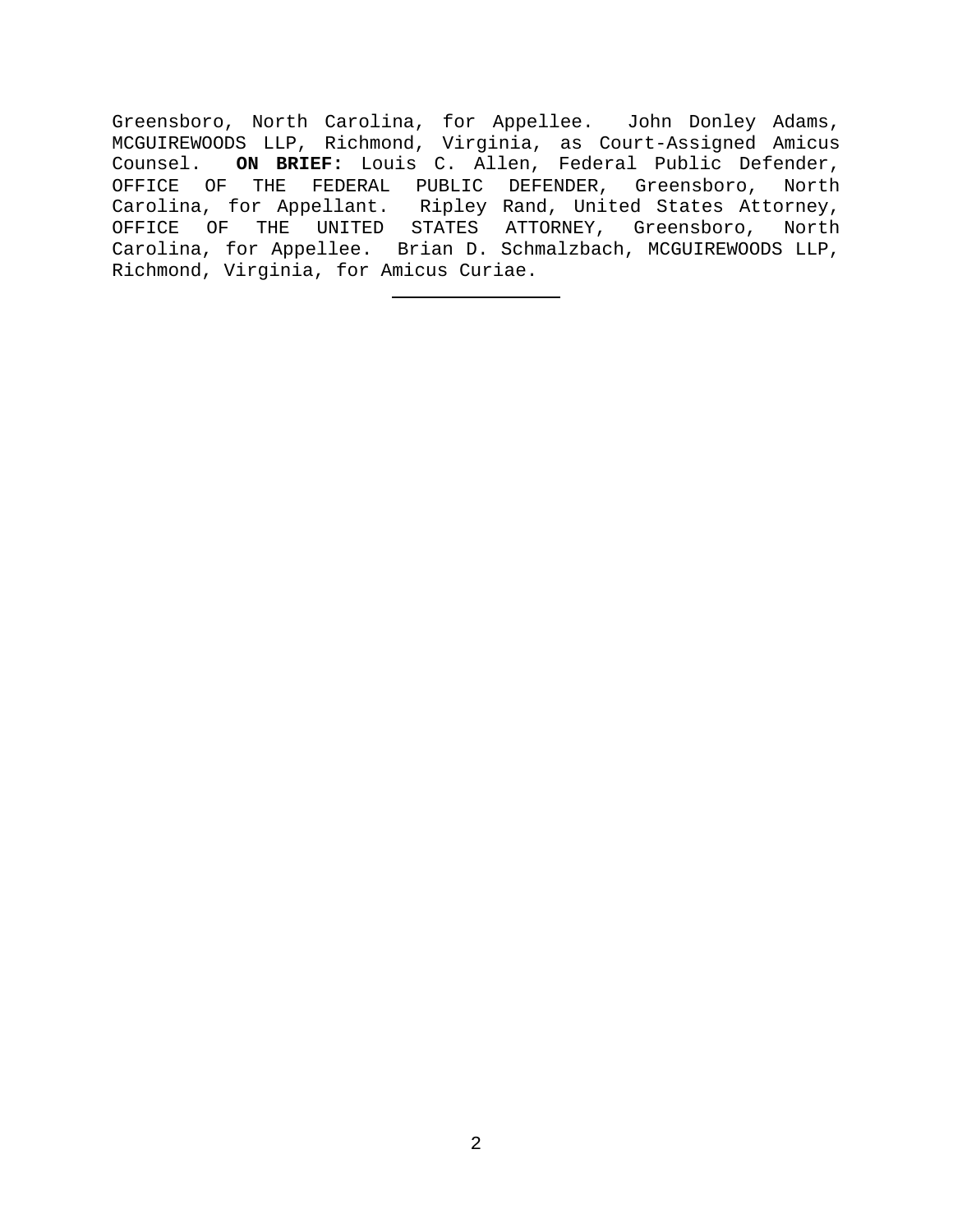Greensboro, North Carolina, for Appellee. John Donley Adams, MCGUIREWOODS LLP, Richmond, Virginia, as Court-Assigned Amicus Counsel. **ON BRIEF:** Louis C. Allen, Federal Public Defender, OFFICE OF THE FEDERAL PUBLIC DEFENDER, Greensboro, North Carolina, for Appellant. Ripley Rand, United States Attorney, OFFICE OF THE UNITED STATES ATTORNEY, Greensboro, North Carolina, for Appellee. Brian D. Schmalzbach, MCGUIREWOODS LLP, Richmond, Virginia, for Amicus Curiae.

---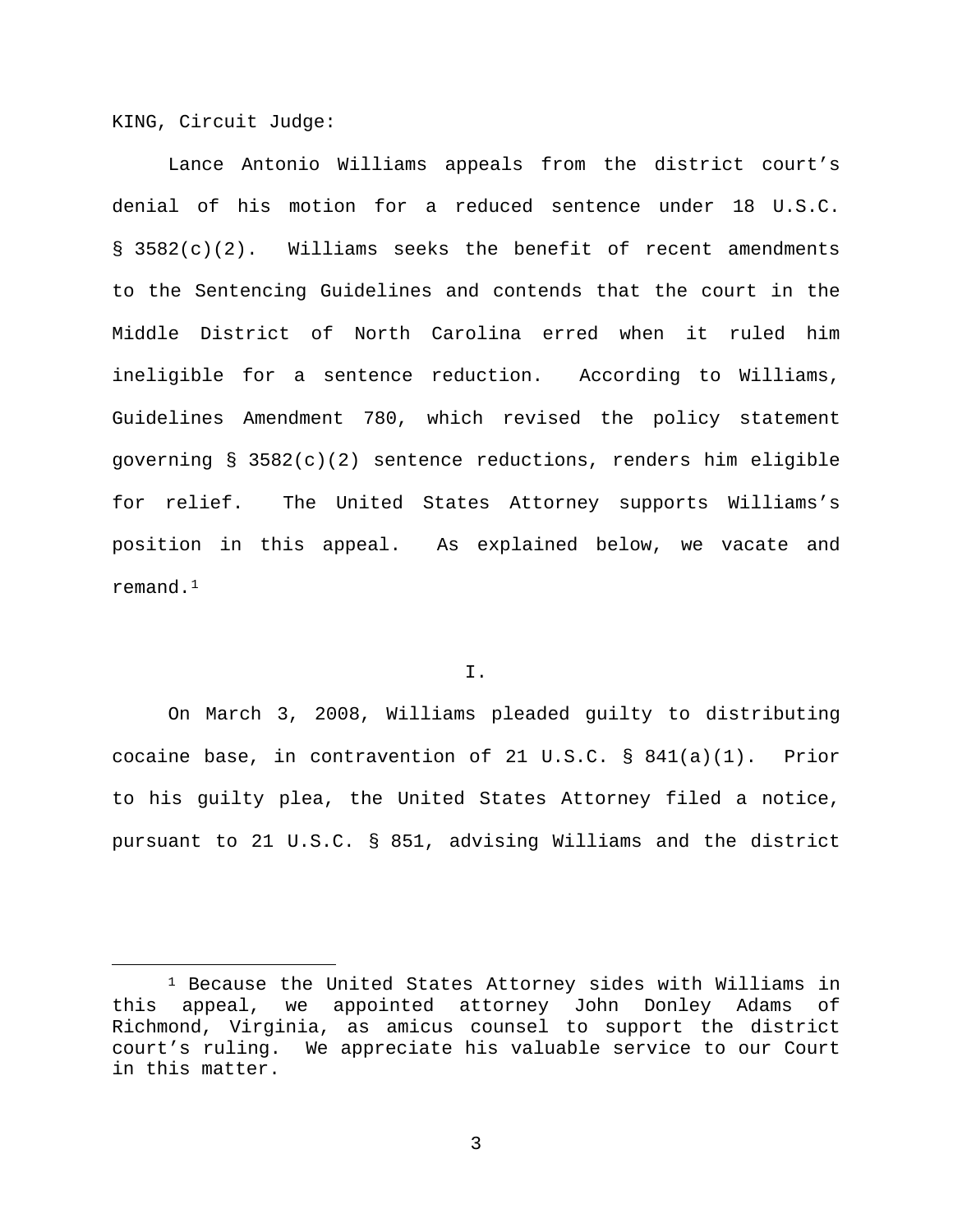KING, Circuit Judge:

Lance Antonio Williams appeals from the district court's denial of his motion for a reduced sentence under 18 U.S.C. § 3582(c)(2). Williams seeks the benefit of recent amendments to the Sentencing Guidelines and contends that the court in the Middle District of North Carolina erred when it ruled him ineligible for a sentence reduction. According to Williams, Guidelines Amendment 780, which revised the policy statement governing § 3582(c)(2) sentence reductions, renders him eligible for relief. The United States Attorney supports Williams's position in this appeal. As explained below, we vacate and remand.[1]

## I.

On March 3, 2008, Williams pleaded guilty to distributing cocaine base, in contravention of 21 U.S.C. § 841(a)(1). Prior to his guilty plea, the United States Attorney filed a notice, pursuant to 21 U.S.C. § 851, advising Williams and the district

---

[1] Because the United States Attorney sides with Williams in this appeal, we appointed attorney John Donley Adams of Richmond, Virginia, as amicus counsel to support the district court's ruling. We appreciate his valuable service to our Court in this matter.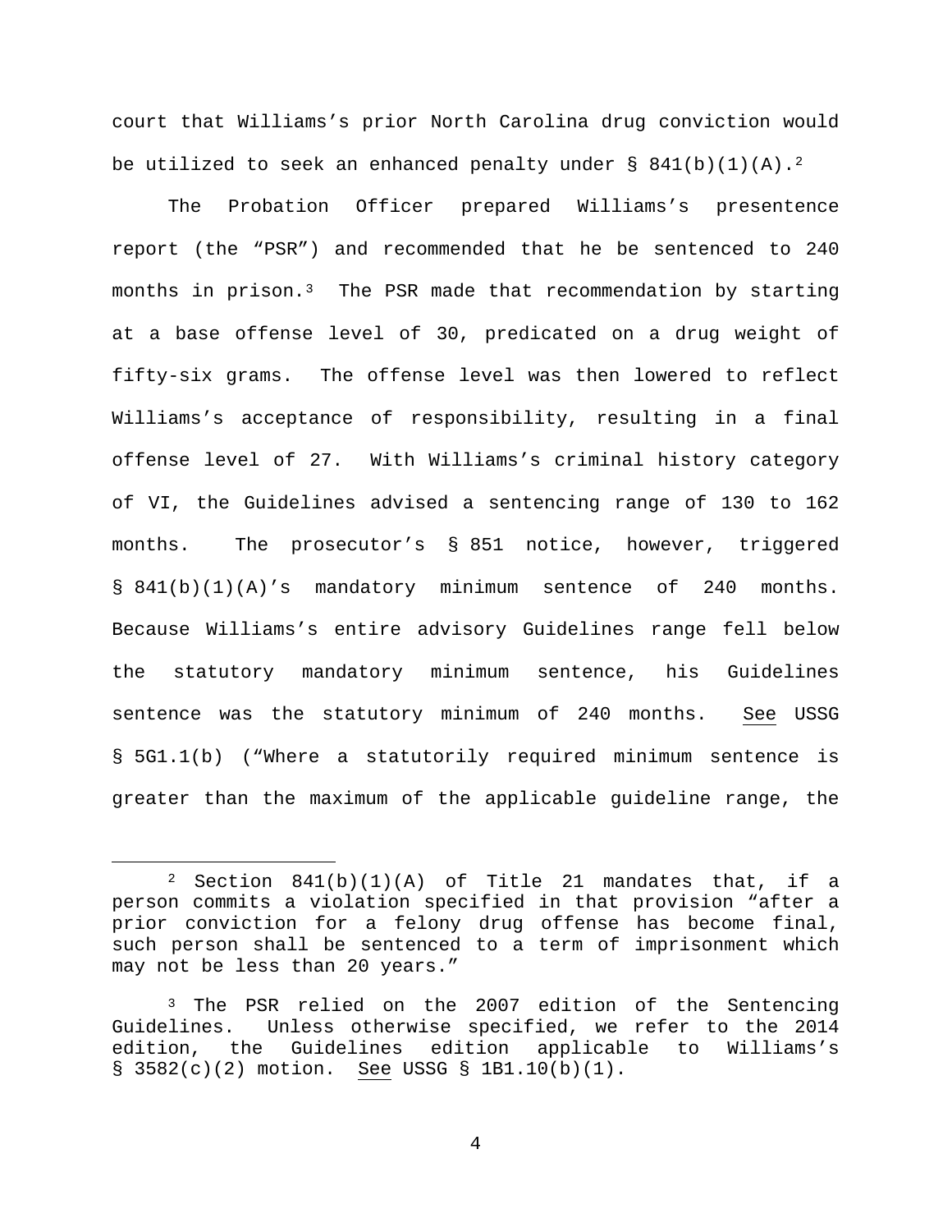court that Williams's prior North Carolina drug conviction would be utilized to seek an enhanced penalty under § 841(b)(1)(A).[2]

The Probation Officer prepared Williams's presentence report (the "PSR") and recommended that he be sentenced to 240 months in prison.[3] The PSR made that recommendation by starting at a base offense level of 30, predicated on a drug weight of fifty-six grams. The offense level was then lowered to reflect Williams's acceptance of responsibility, resulting in a final offense level of 27. With Williams's criminal history category of VI, the Guidelines advised a sentencing range of 130 to 162 months. The prosecutor's § 851 notice, however, triggered § 841(b)(1)(A)'s mandatory minimum sentence of 240 months. Because Williams's entire advisory Guidelines range fell below the statutory mandatory minimum sentence, his Guidelines sentence was the statutory minimum of 240 months. See USSG § 5G1.1(b) ("Where a statutorily required minimum sentence is greater than the maximum of the applicable guideline range, the

---

[2] Section 841(b)(1)(A) of Title 21 mandates that, if a person commits a violation specified in that provision "after a prior conviction for a felony drug offense has become final, such person shall be sentenced to a term of imprisonment which may not be less than 20 years."

[3] The PSR relied on the 2007 edition of the Sentencing Guidelines. Unless otherwise specified, we refer to the 2014 edition, the Guidelines edition applicable to Williams's § 3582(c)(2) motion. See USSG § 1B1.10(b)(1).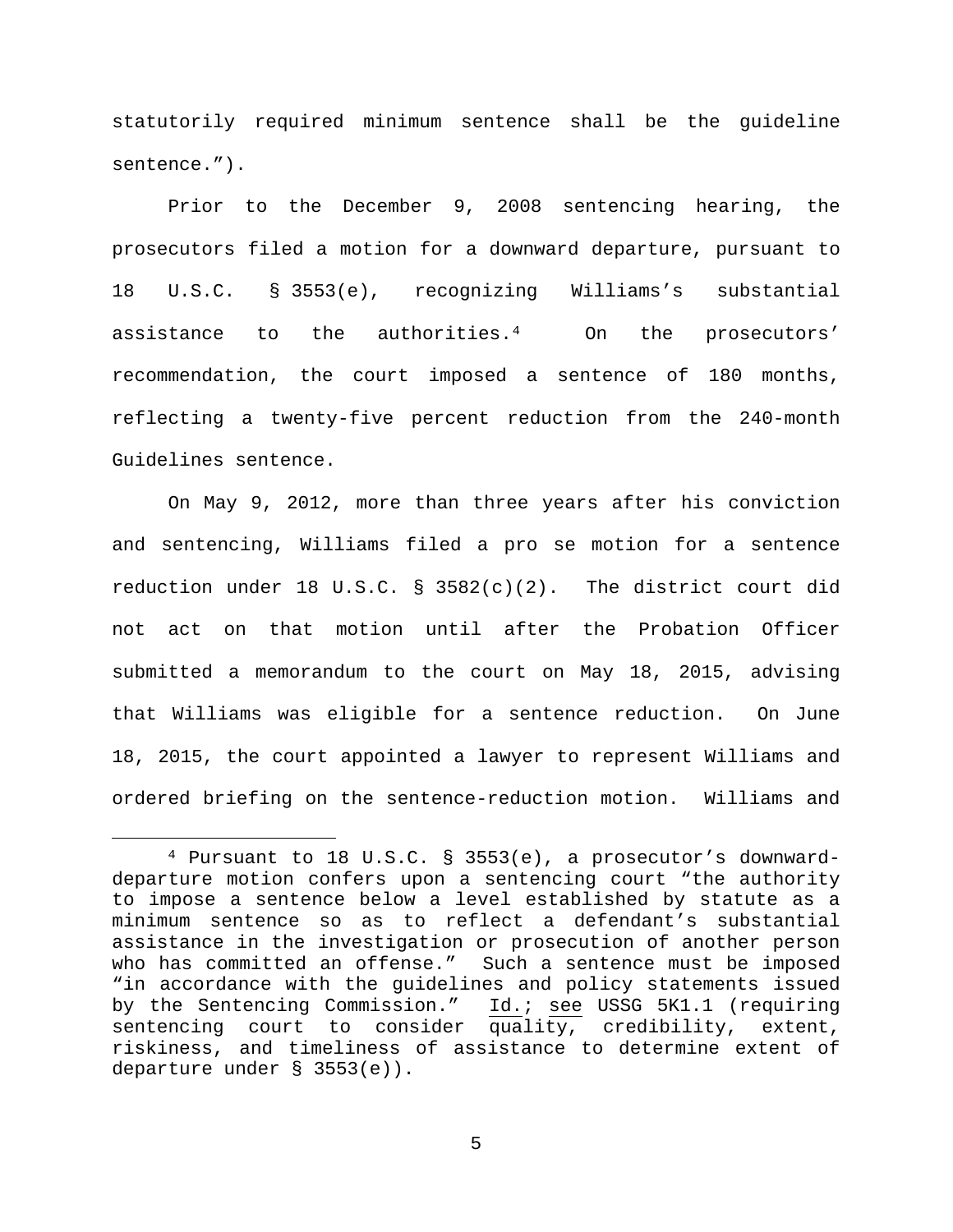statutorily required minimum sentence shall be the guideline sentence.”).

Prior to the December 9, 2008 sentencing hearing, the prosecutors filed a motion for a downward departure, pursuant to 18 U.S.C. § 3553(e), recognizing Williams’s substantial assistance to the authorities.[4] On the prosecutors’ recommendation, the court imposed a sentence of 180 months, reflecting a twenty-five percent reduction from the 240-month Guidelines sentence.

On May 9, 2012, more than three years after his conviction and sentencing, Williams filed a pro se motion for a sentence reduction under 18 U.S.C. § 3582(c)(2). The district court did not act on that motion until after the Probation Officer submitted a memorandum to the court on May 18, 2015, advising that Williams was eligible for a sentence reduction. On June 18, 2015, the court appointed a lawyer to represent Williams and ordered briefing on the sentence-reduction motion. Williams and

---

[4] Pursuant to 18 U.S.C. § 3553(e), a prosecutor’s downward-departure motion confers upon a sentencing court “the authority to impose a sentence below a level established by statute as a minimum sentence so as to reflect a defendant’s substantial assistance in the investigation or prosecution of another person who has committed an offense.” Such a sentence must be imposed “in accordance with the guidelines and policy statements issued by the Sentencing Commission.” Id.; see USSG 5K1.1 (requiring sentencing court to consider quality, credibility, extent, riskiness, and timeliness of assistance to determine extent of departure under § 3553(e)).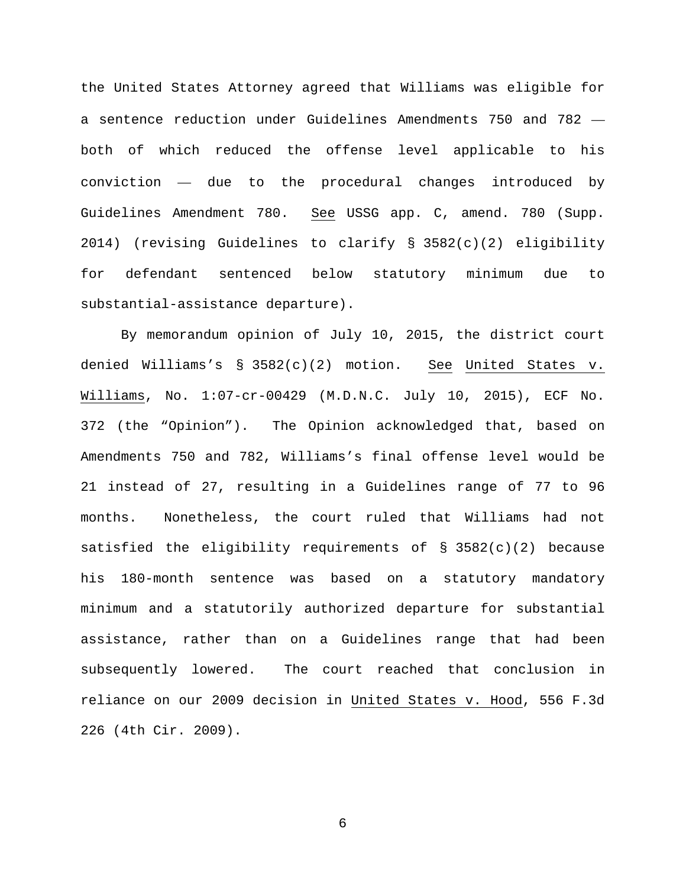the United States Attorney agreed that Williams was eligible for a sentence reduction under Guidelines Amendments 750 and 782 — both of which reduced the offense level applicable to his conviction — due to the procedural changes introduced by Guidelines Amendment 780. See USSG app. C, amend. 780 (Supp. 2014) (revising Guidelines to clarify § 3582(c)(2) eligibility for defendant sentenced below statutory minimum due to substantial-assistance departure).

By memorandum opinion of July 10, 2015, the district court denied Williams's § 3582(c)(2) motion. See United States v. Williams, No. 1:07-cr-00429 (M.D.N.C. July 10, 2015), ECF No. 372 (the "Opinion"). The Opinion acknowledged that, based on Amendments 750 and 782, Williams's final offense level would be 21 instead of 27, resulting in a Guidelines range of 77 to 96 months. Nonetheless, the court ruled that Williams had not satisfied the eligibility requirements of § 3582(c)(2) because his 180-month sentence was based on a statutory mandatory minimum and a statutorily authorized departure for substantial assistance, rather than on a Guidelines range that had been subsequently lowered. The court reached that conclusion in reliance on our 2009 decision in United States v. Hood, 556 F.3d 226 (4th Cir. 2009).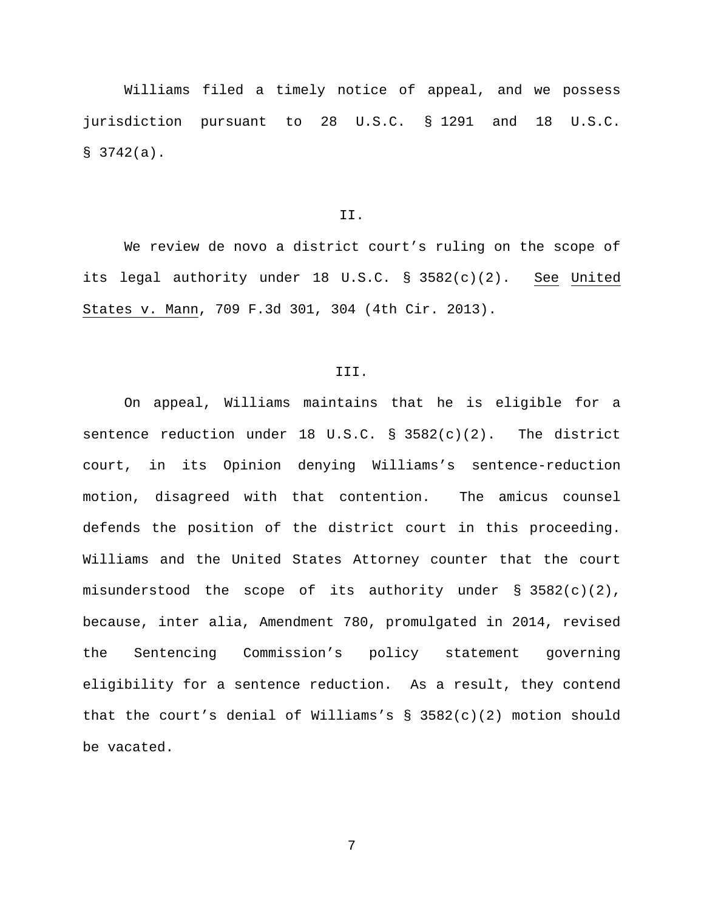Williams filed a timely notice of appeal, and we possess jurisdiction pursuant to 28 U.S.C. § 1291 and 18 U.S.C. § 3742(a).

II.

We review de novo a district court's ruling on the scope of its legal authority under 18 U.S.C. § 3582(c)(2). See United States v. Mann, 709 F.3d 301, 304 (4th Cir. 2013).

III.

On appeal, Williams maintains that he is eligible for a sentence reduction under 18 U.S.C. § 3582(c)(2). The district court, in its Opinion denying Williams's sentence-reduction motion, disagreed with that contention. The amicus counsel defends the position of the district court in this proceeding. Williams and the United States Attorney counter that the court misunderstood the scope of its authority under § 3582(c)(2), because, inter alia, Amendment 780, promulgated in 2014, revised the Sentencing Commission's policy statement governing eligibility for a sentence reduction. As a result, they contend that the court's denial of Williams's § 3582(c)(2) motion should be vacated.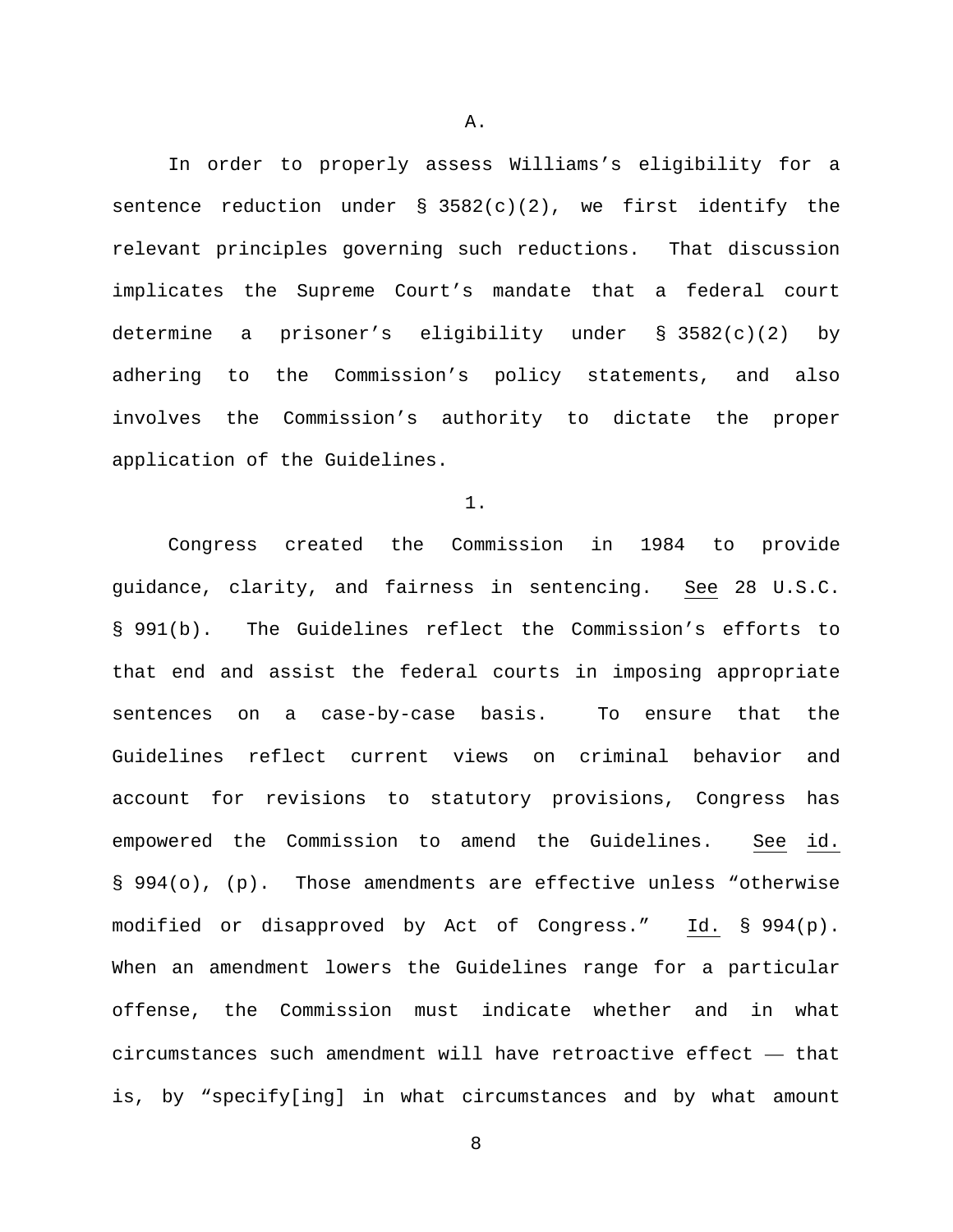A.

In order to properly assess Williams's eligibility for a sentence reduction under § 3582(c)(2), we first identify the relevant principles governing such reductions. That discussion implicates the Supreme Court's mandate that a federal court determine a prisoner's eligibility under § 3582(c)(2) by adhering to the Commission's policy statements, and also involves the Commission's authority to dictate the proper application of the Guidelines.

1.

Congress created the Commission in 1984 to provide guidance, clarity, and fairness in sentencing. See 28 U.S.C. § 991(b). The Guidelines reflect the Commission's efforts to that end and assist the federal courts in imposing appropriate sentences on a case-by-case basis. To ensure that the Guidelines reflect current views on criminal behavior and account for revisions to statutory provisions, Congress has empowered the Commission to amend the Guidelines. See id. § 994(o), (p). Those amendments are effective unless "otherwise modified or disapproved by Act of Congress." Id. § 994(p). When an amendment lowers the Guidelines range for a particular offense, the Commission must indicate whether and in what circumstances such amendment will have retroactive effect — that is, by "specify[ing] in what circumstances and by what amount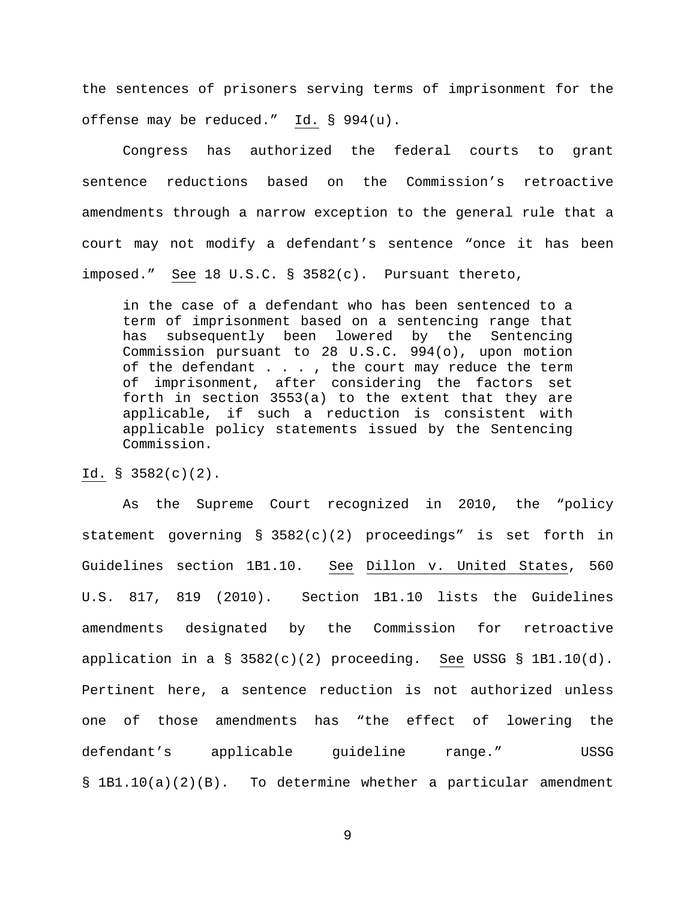the sentences of prisoners serving terms of imprisonment for the offense may be reduced." Id. § 994(u).

Congress has authorized the federal courts to grant sentence reductions based on the Commission's retroactive amendments through a narrow exception to the general rule that a court may not modify a defendant's sentence "once it has been imposed." See 18 U.S.C. § 3582(c). Pursuant thereto,

> in the case of a defendant who has been sentenced to a term of imprisonment based on a sentencing range that has subsequently been lowered by the Sentencing Commission pursuant to 28 U.S.C. 994(o), upon motion of the defendant . . . , the court may reduce the term of imprisonment, after considering the factors set forth in section 3553(a) to the extent that they are applicable, if such a reduction is consistent with applicable policy statements issued by the Sentencing Commission.

Id. § 3582(c)(2).

As the Supreme Court recognized in 2010, the "policy statement governing § 3582(c)(2) proceedings" is set forth in Guidelines section 1B1.10. See Dillon v. United States, 560 U.S. 817, 819 (2010). Section 1B1.10 lists the Guidelines amendments designated by the Commission for retroactive application in a § 3582(c)(2) proceeding. See USSG § 1B1.10(d). Pertinent here, a sentence reduction is not authorized unless one of those amendments has "the effect of lowering the defendant's applicable guideline range." USSG § 1B1.10(a)(2)(B). To determine whether a particular amendment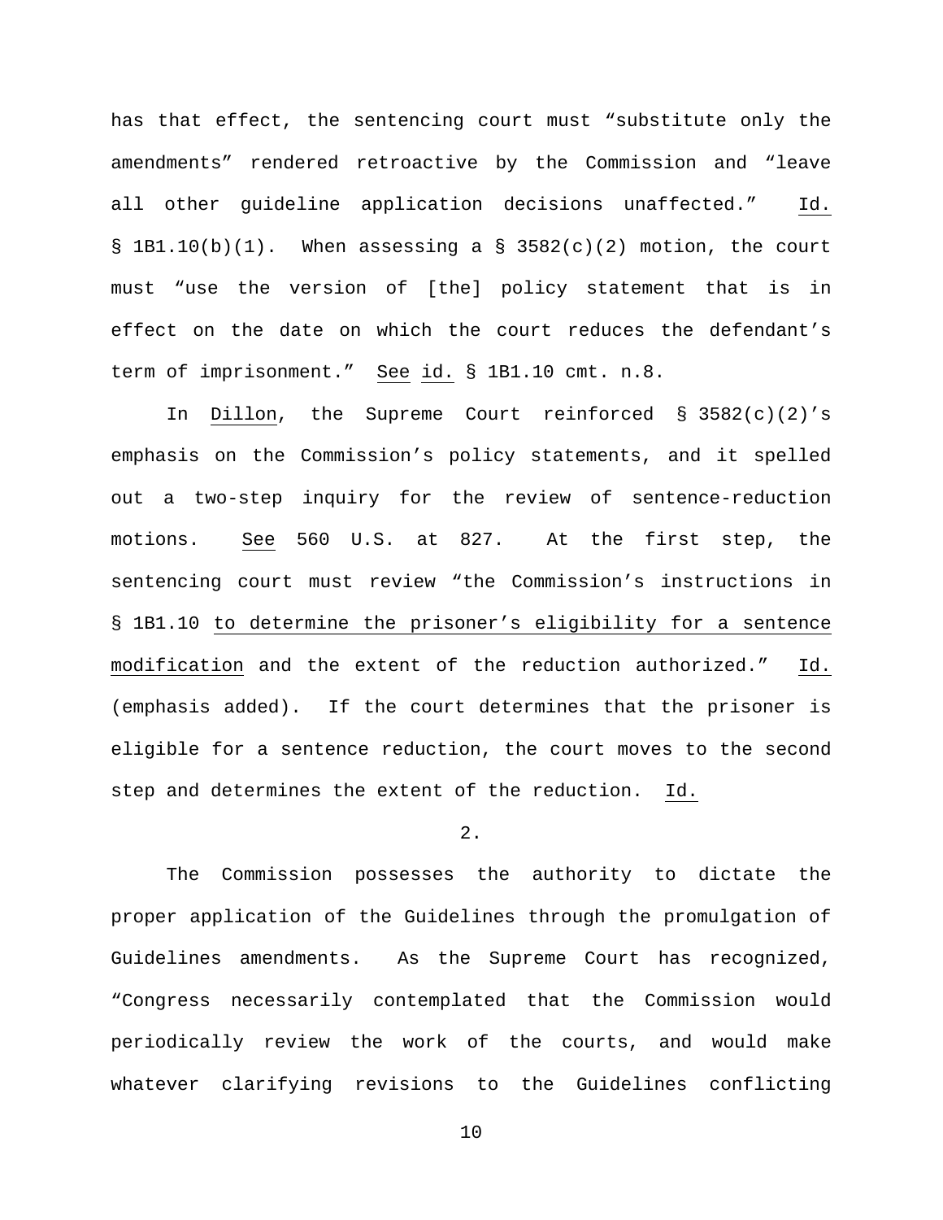has that effect, the sentencing court must "substitute only the amendments" rendered retroactive by the Commission and "leave all other guideline application decisions unaffected." Id. § 1B1.10(b)(1). When assessing a § 3582(c)(2) motion, the court must "use the version of [the] policy statement that is in effect on the date on which the court reduces the defendant's term of imprisonment." See id. § 1B1.10 cmt. n.8.

In Dillon, the Supreme Court reinforced § 3582(c)(2)'s emphasis on the Commission's policy statements, and it spelled out a two-step inquiry for the review of sentence-reduction motions. See 560 U.S. at 827. At the first step, the sentencing court must review "the Commission's instructions in § 1B1.10 to determine the prisoner's eligibility for a sentence modification and the extent of the reduction authorized." Id. (emphasis added). If the court determines that the prisoner is eligible for a sentence reduction, the court moves to the second step and determines the extent of the reduction. Id.

2.

The Commission possesses the authority to dictate the proper application of the Guidelines through the promulgation of Guidelines amendments. As the Supreme Court has recognized, "Congress necessarily contemplated that the Commission would periodically review the work of the courts, and would make whatever clarifying revisions to the Guidelines conflicting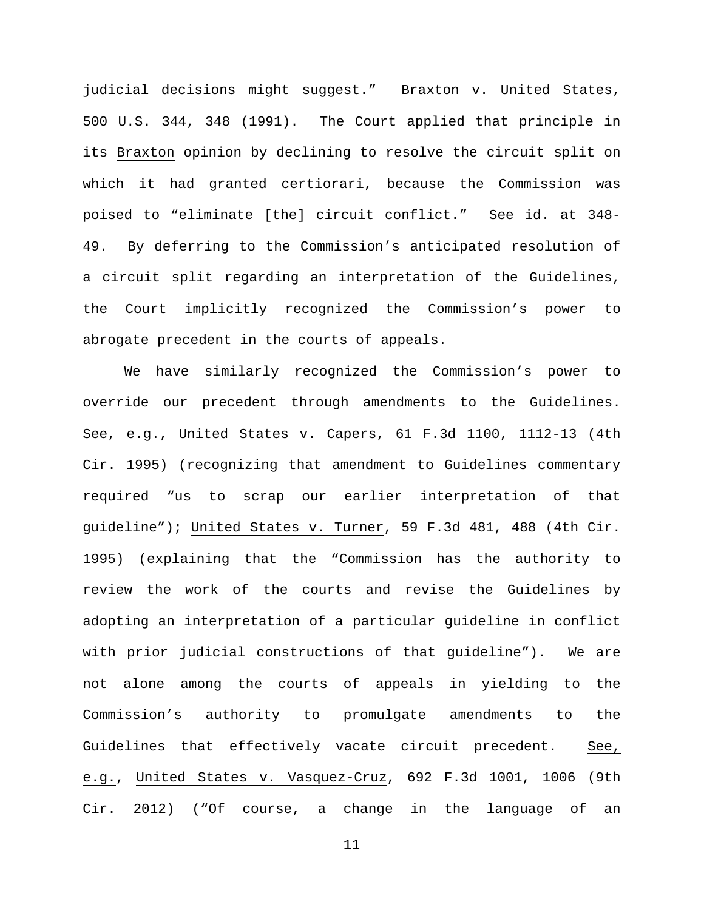judicial decisions might suggest." Braxton v. United States, 500 U.S. 344, 348 (1991). The Court applied that principle in its Braxton opinion by declining to resolve the circuit split on which it had granted certiorari, because the Commission was poised to "eliminate [the] circuit conflict." See id. at 348-49. By deferring to the Commission's anticipated resolution of a circuit split regarding an interpretation of the Guidelines, the Court implicitly recognized the Commission's power to abrogate precedent in the courts of appeals.

We have similarly recognized the Commission's power to override our precedent through amendments to the Guidelines. See, e.g., United States v. Capers, 61 F.3d 1100, 1112-13 (4th Cir. 1995) (recognizing that amendment to Guidelines commentary required "us to scrap our earlier interpretation of that guideline"); United States v. Turner, 59 F.3d 481, 488 (4th Cir. 1995) (explaining that the "Commission has the authority to review the work of the courts and revise the Guidelines by adopting an interpretation of a particular guideline in conflict with prior judicial constructions of that guideline"). We are not alone among the courts of appeals in yielding to the Commission's authority to promulgate amendments to the Guidelines that effectively vacate circuit precedent. See, e.g., United States v. Vasquez-Cruz, 692 F.3d 1001, 1006 (9th Cir. 2012) ("Of course, a change in the language of an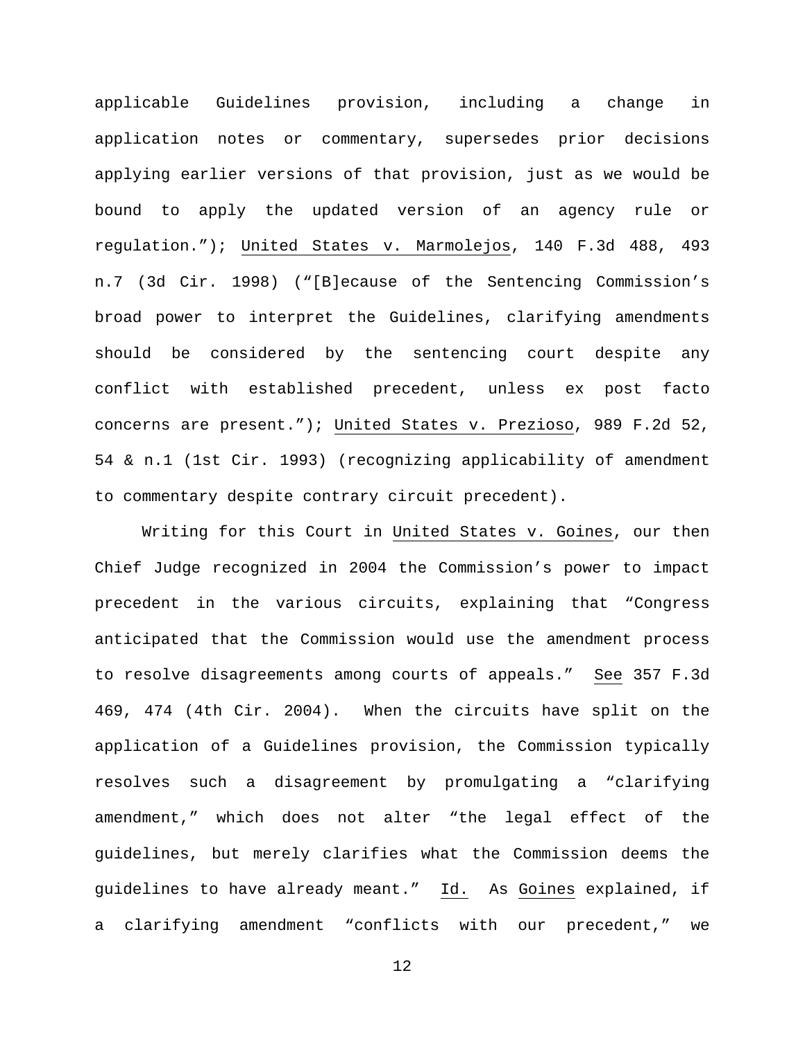applicable Guidelines provision, including a change in application notes or commentary, supersedes prior decisions applying earlier versions of that provision, just as we would be bound to apply the updated version of an agency rule or regulation."); United States v. Marmolejos, 140 F.3d 488, 493 n.7 (3d Cir. 1998) ("[B]ecause of the Sentencing Commission's broad power to interpret the Guidelines, clarifying amendments should be considered by the sentencing court despite any conflict with established precedent, unless ex post facto concerns are present."); United States v. Prezioso, 989 F.2d 52, 54 & n.1 (1st Cir. 1993) (recognizing applicability of amendment to commentary despite contrary circuit precedent).

Writing for this Court in United States v. Goines, our then Chief Judge recognized in 2004 the Commission's power to impact precedent in the various circuits, explaining that "Congress anticipated that the Commission would use the amendment process to resolve disagreements among courts of appeals." See 357 F.3d 469, 474 (4th Cir. 2004). When the circuits have split on the application of a Guidelines provision, the Commission typically resolves such a disagreement by promulgating a "clarifying amendment," which does not alter "the legal effect of the guidelines, but merely clarifies what the Commission deems the guidelines to have already meant." Id. As Goines explained, if a clarifying amendment "conflicts with our precedent," we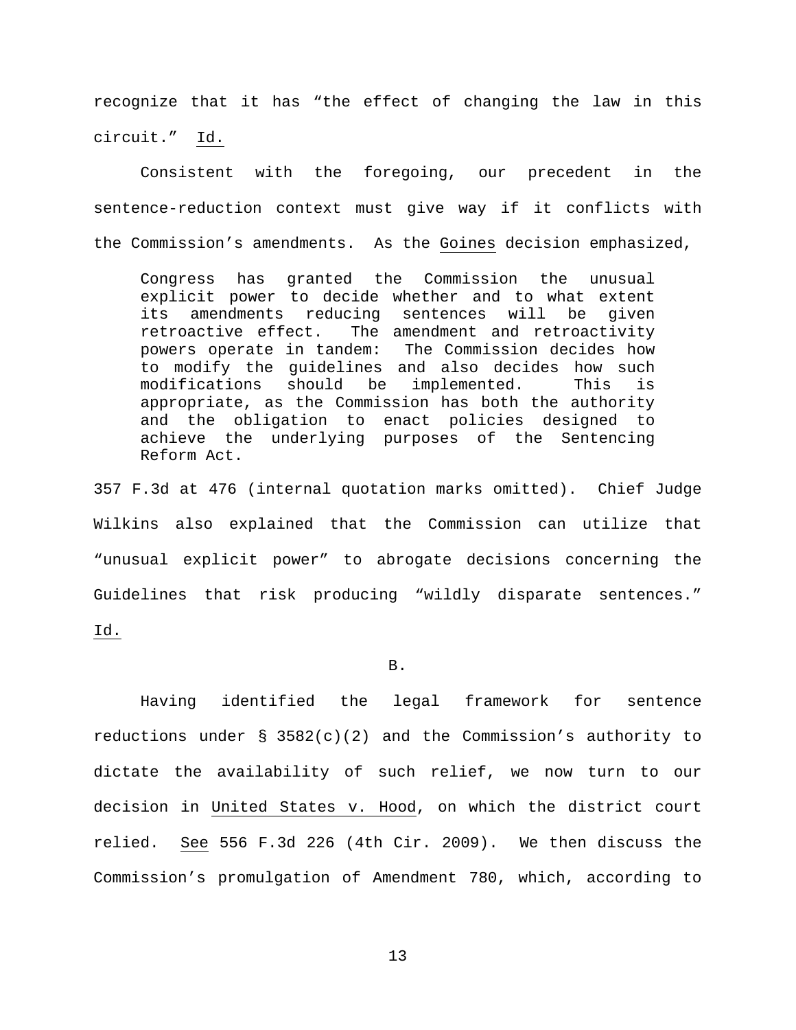recognize that it has "the effect of changing the law in this circuit." Id.

Consistent with the foregoing, our precedent in the sentence-reduction context must give way if it conflicts with the Commission's amendments. As the Goines decision emphasized,

> Congress has granted the Commission the unusual explicit power to decide whether and to what extent its amendments reducing sentences will be given retroactive effect. The amendment and retroactivity powers operate in tandem: The Commission decides how to modify the guidelines and also decides how such modifications should be implemented. This is appropriate, as the Commission has both the authority and the obligation to enact policies designed to achieve the underlying purposes of the Sentencing Reform Act.

357 F.3d at 476 (internal quotation marks omitted). Chief Judge Wilkins also explained that the Commission can utilize that "unusual explicit power" to abrogate decisions concerning the Guidelines that risk producing "wildly disparate sentences." Id.

B.

Having identified the legal framework for sentence reductions under § 3582(c)(2) and the Commission's authority to dictate the availability of such relief, we now turn to our decision in United States v. Hood, on which the district court relied. See 556 F.3d 226 (4th Cir. 2009). We then discuss the Commission's promulgation of Amendment 780, which, according to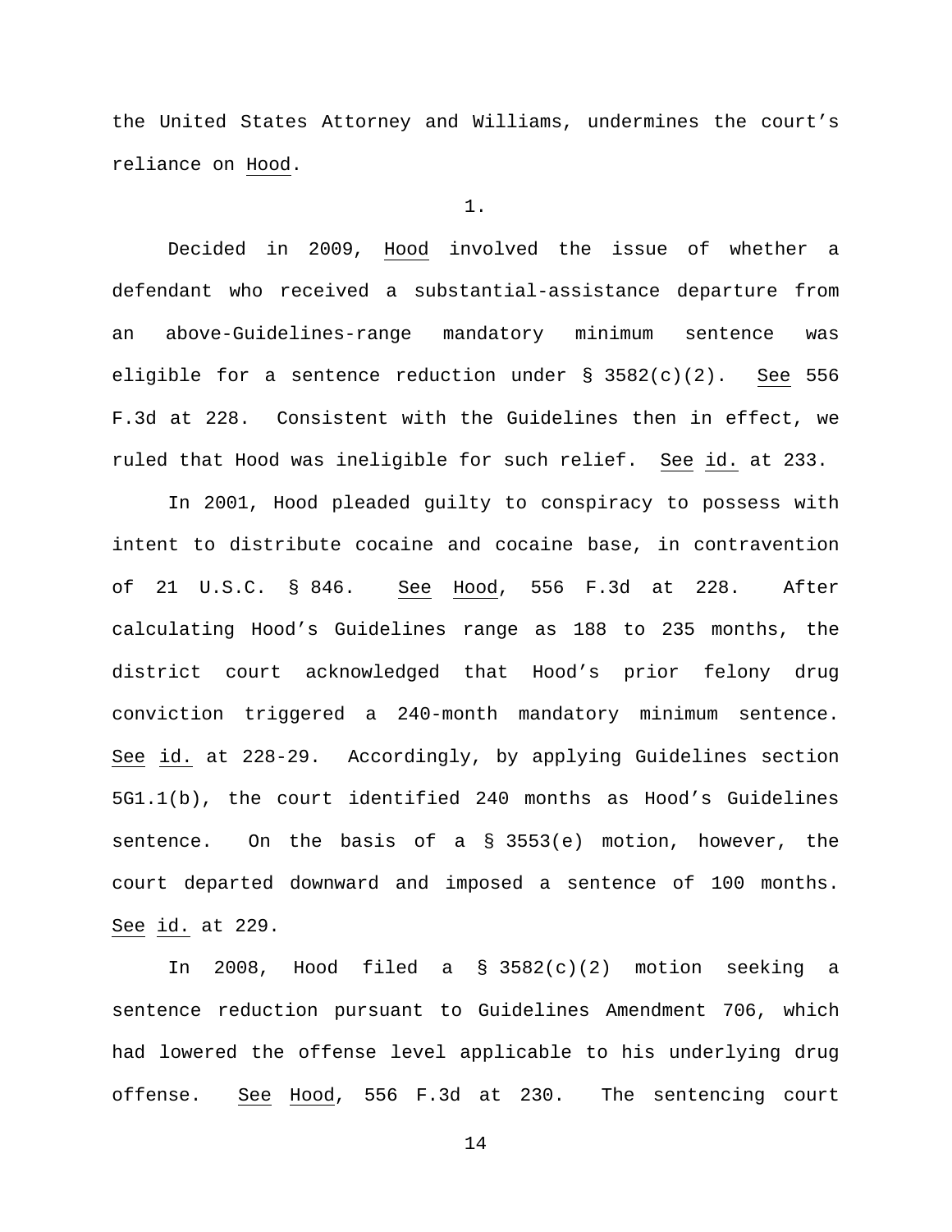the United States Attorney and Williams, undermines the court's reliance on Hood.

1.

Decided in 2009, Hood involved the issue of whether a defendant who received a substantial-assistance departure from an above-Guidelines-range mandatory minimum sentence was eligible for a sentence reduction under § 3582(c)(2). See 556 F.3d at 228. Consistent with the Guidelines then in effect, we ruled that Hood was ineligible for such relief. See id. at 233.

In 2001, Hood pleaded guilty to conspiracy to possess with intent to distribute cocaine and cocaine base, in contravention of 21 U.S.C. § 846. See Hood, 556 F.3d at 228. After calculating Hood's Guidelines range as 188 to 235 months, the district court acknowledged that Hood's prior felony drug conviction triggered a 240-month mandatory minimum sentence. See id. at 228-29. Accordingly, by applying Guidelines section 5G1.1(b), the court identified 240 months as Hood's Guidelines sentence. On the basis of a § 3553(e) motion, however, the court departed downward and imposed a sentence of 100 months. See id. at 229.

In 2008, Hood filed a § 3582(c)(2) motion seeking a sentence reduction pursuant to Guidelines Amendment 706, which had lowered the offense level applicable to his underlying drug offense. See Hood, 556 F.3d at 230. The sentencing court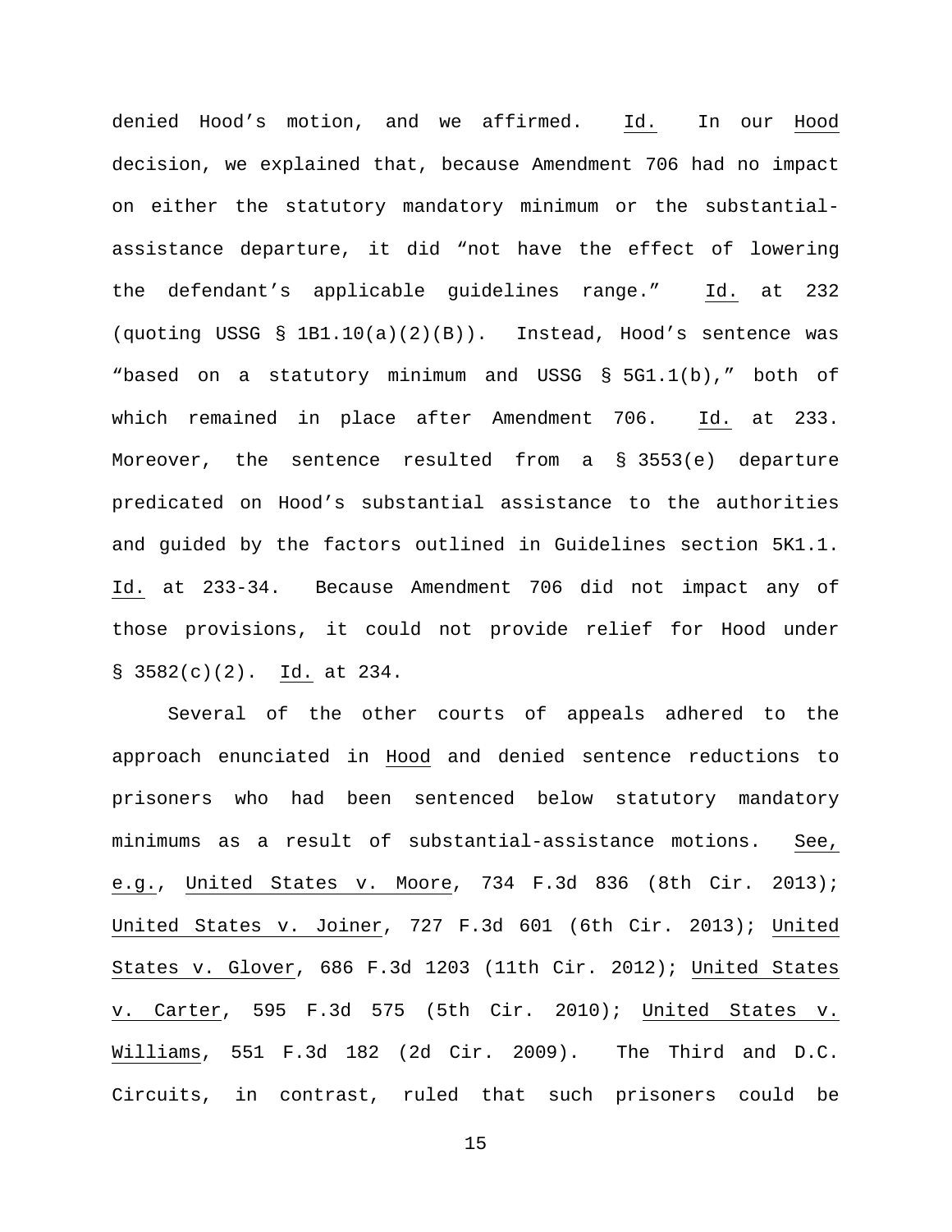denied Hood's motion, and we affirmed. Id. In our Hood decision, we explained that, because Amendment 706 had no impact on either the statutory mandatory minimum or the substantial-assistance departure, it did "not have the effect of lowering the defendant's applicable guidelines range." Id. at 232 (quoting USSG § 1B1.10(a)(2)(B)). Instead, Hood's sentence was "based on a statutory minimum and USSG § 5G1.1(b)," both of which remained in place after Amendment 706. Id. at 233. Moreover, the sentence resulted from a § 3553(e) departure predicated on Hood's substantial assistance to the authorities and guided by the factors outlined in Guidelines section 5K1.1. Id. at 233-34. Because Amendment 706 did not impact any of those provisions, it could not provide relief for Hood under § 3582(c)(2). Id. at 234.

Several of the other courts of appeals adhered to the approach enunciated in Hood and denied sentence reductions to prisoners who had been sentenced below statutory mandatory minimums as a result of substantial-assistance motions. See, e.g., United States v. Moore, 734 F.3d 836 (8th Cir. 2013); United States v. Joiner, 727 F.3d 601 (6th Cir. 2013); United States v. Glover, 686 F.3d 1203 (11th Cir. 2012); United States v. Carter, 595 F.3d 575 (5th Cir. 2010); United States v. Williams, 551 F.3d 182 (2d Cir. 2009). The Third and D.C. Circuits, in contrast, ruled that such prisoners could be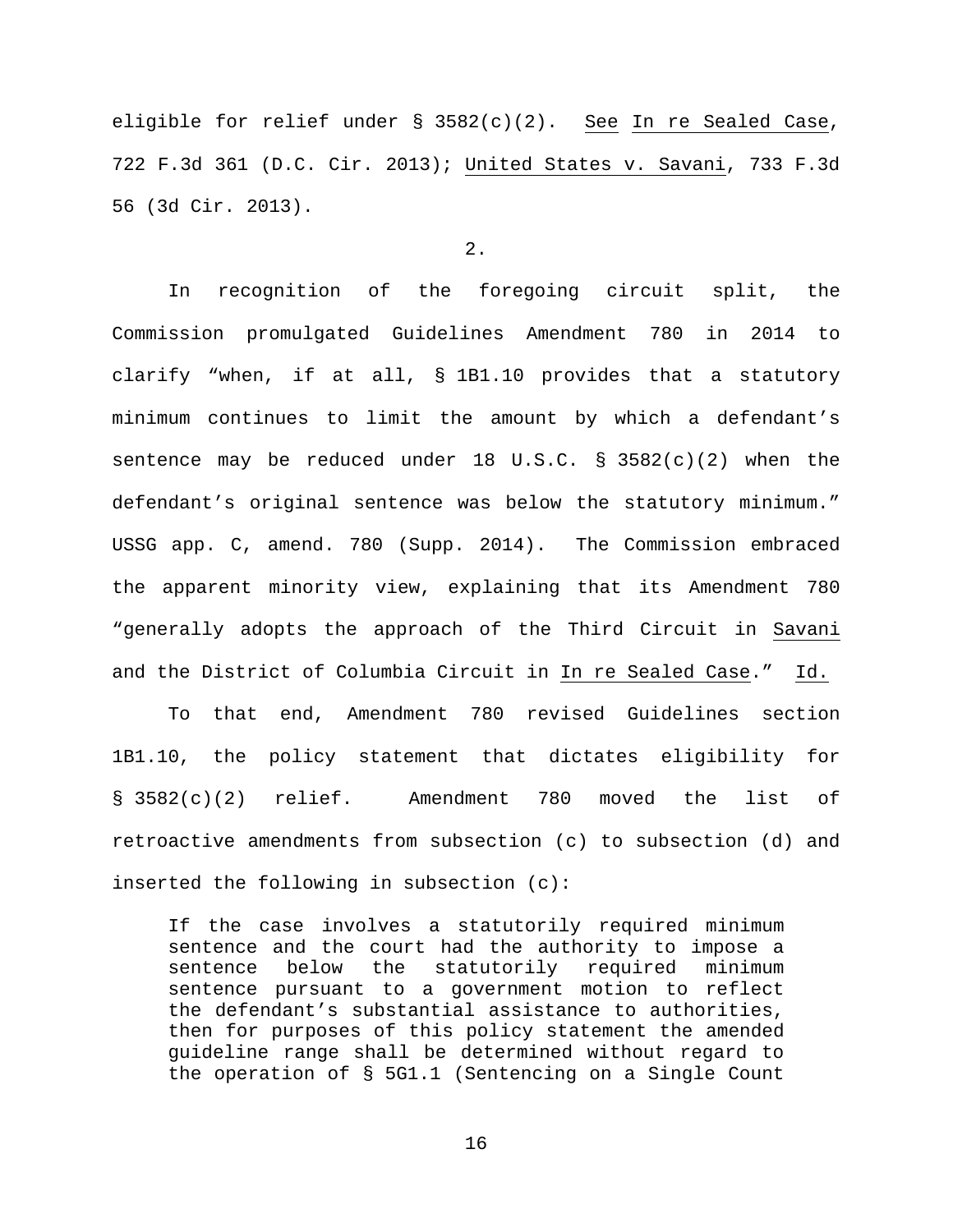eligible for relief under § 3582(c)(2). See In re Sealed Case, 722 F.3d 361 (D.C. Cir. 2013); United States v. Savani, 733 F.3d 56 (3d Cir. 2013).

2.

In recognition of the foregoing circuit split, the Commission promulgated Guidelines Amendment 780 in 2014 to clarify "when, if at all, § 1B1.10 provides that a statutory minimum continues to limit the amount by which a defendant's sentence may be reduced under 18 U.S.C. § 3582(c)(2) when the defendant's original sentence was below the statutory minimum." USSG app. C, amend. 780 (Supp. 2014). The Commission embraced the apparent minority view, explaining that its Amendment 780 "generally adopts the approach of the Third Circuit in Savani and the District of Columbia Circuit in In re Sealed Case." Id.

To that end, Amendment 780 revised Guidelines section 1B1.10, the policy statement that dictates eligibility for § 3582(c)(2) relief. Amendment 780 moved the list of retroactive amendments from subsection (c) to subsection (d) and inserted the following in subsection (c):

> If the case involves a statutorily required minimum sentence and the court had the authority to impose a sentence below the statutorily required minimum sentence pursuant to a government motion to reflect the defendant's substantial assistance to authorities, then for purposes of this policy statement the amended guideline range shall be determined without regard to the operation of § 5G1.1 (Sentencing on a Single Count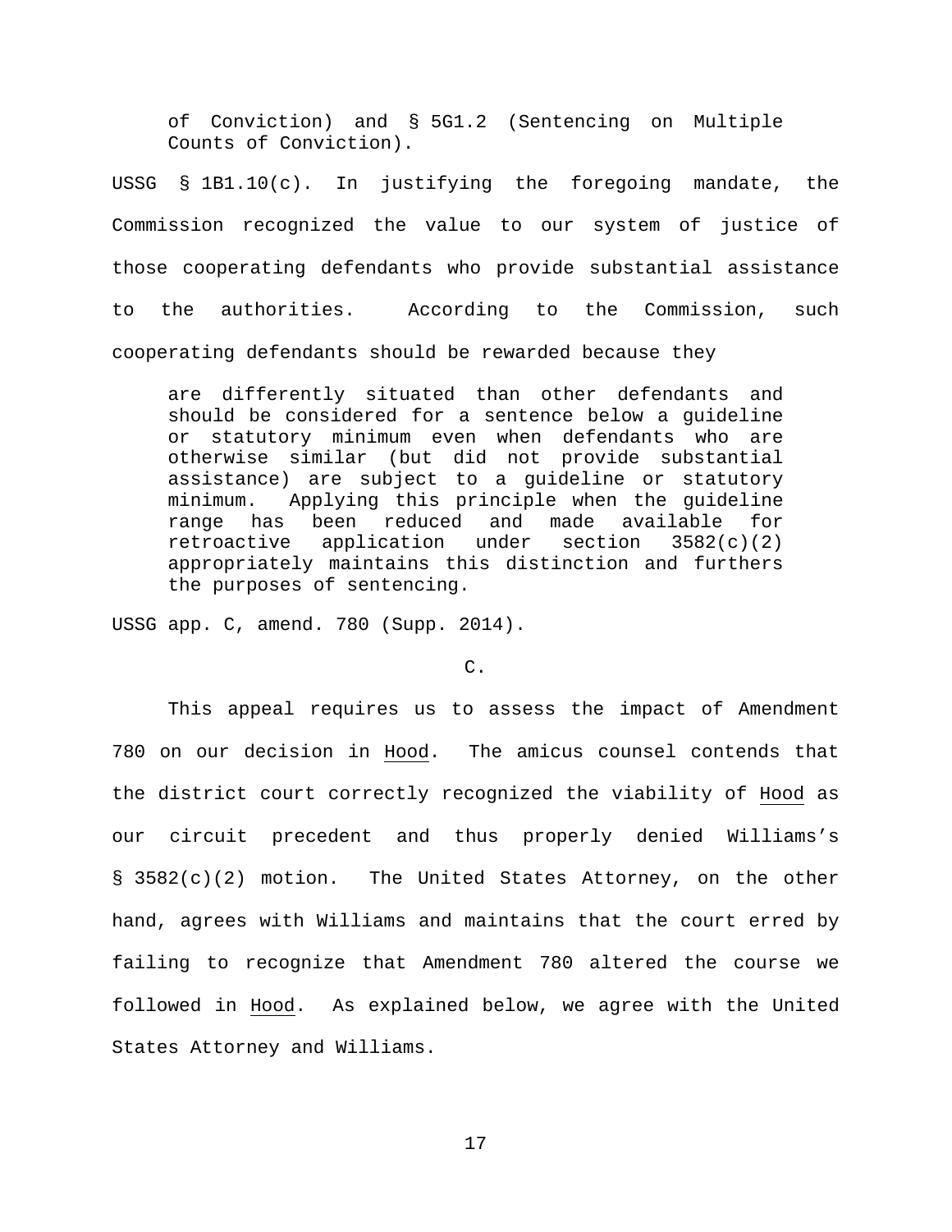> of Conviction) and § 5G1.2 (Sentencing on Multiple Counts of Conviction).

USSG § 1B1.10(c). In justifying the foregoing mandate, the Commission recognized the value to our system of justice of those cooperating defendants who provide substantial assistance to the authorities. According to the Commission, such cooperating defendants should be rewarded because they

> are differently situated than other defendants and should be considered for a sentence below a guideline or statutory minimum even when defendants who are otherwise similar (but did not provide substantial assistance) are subject to a guideline or statutory minimum. Applying this principle when the guideline range has been reduced and made available for retroactive application under section 3582(c)(2) appropriately maintains this distinction and furthers the purposes of sentencing.

USSG app. C, amend. 780 (Supp. 2014).

### C.

This appeal requires us to assess the impact of Amendment 780 on our decision in Hood. The amicus counsel contends that the district court correctly recognized the viability of Hood as our circuit precedent and thus properly denied Williams's § 3582(c)(2) motion. The United States Attorney, on the other hand, agrees with Williams and maintains that the court erred by failing to recognize that Amendment 780 altered the course we followed in Hood. As explained below, we agree with the United States Attorney and Williams.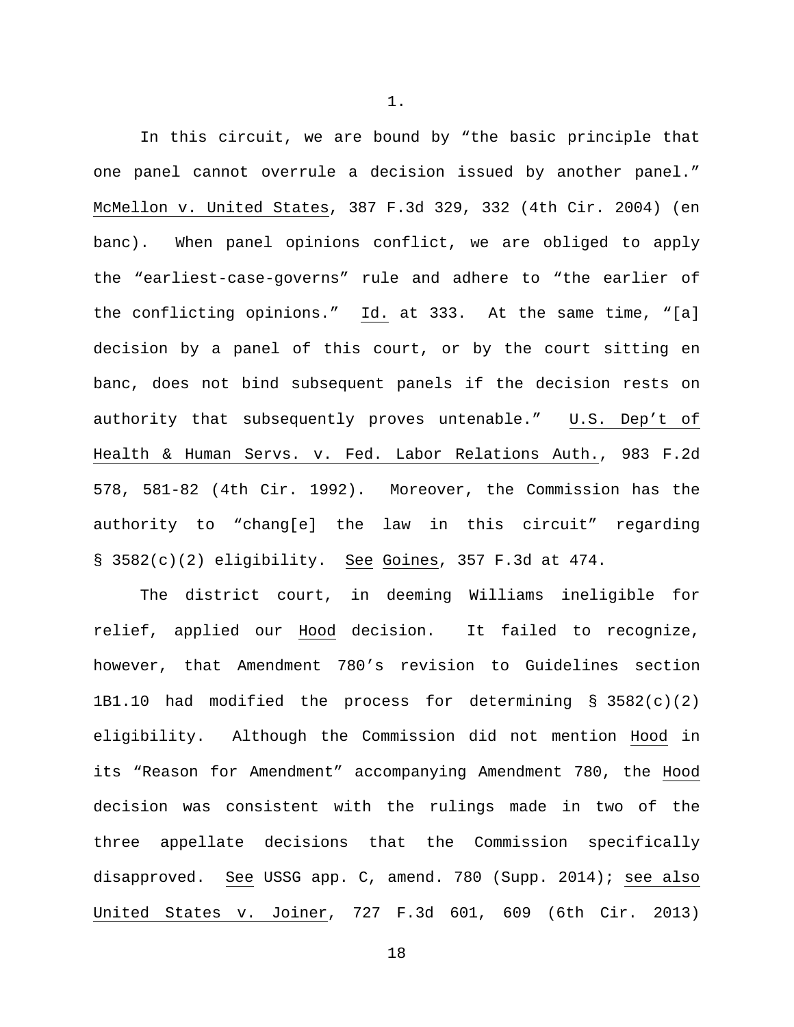1.

In this circuit, we are bound by "the basic principle that one panel cannot overrule a decision issued by another panel." McMellon v. United States, 387 F.3d 329, 332 (4th Cir. 2004) (en banc). When panel opinions conflict, we are obliged to apply the "earliest-case-governs" rule and adhere to "the earlier of the conflicting opinions." Id. at 333. At the same time, "[a] decision by a panel of this court, or by the court sitting en banc, does not bind subsequent panels if the decision rests on authority that subsequently proves untenable." U.S. Dep't of Health & Human Servs. v. Fed. Labor Relations Auth., 983 F.2d 578, 581-82 (4th Cir. 1992). Moreover, the Commission has the authority to "chang[e] the law in this circuit" regarding § 3582(c)(2) eligibility. See Goines, 357 F.3d at 474.

The district court, in deeming Williams ineligible for relief, applied our Hood decision. It failed to recognize, however, that Amendment 780's revision to Guidelines section 1B1.10 had modified the process for determining § 3582(c)(2) eligibility. Although the Commission did not mention Hood in its "Reason for Amendment" accompanying Amendment 780, the Hood decision was consistent with the rulings made in two of the three appellate decisions that the Commission specifically disapproved. See USSG app. C, amend. 780 (Supp. 2014); see also United States v. Joiner, 727 F.3d 601, 609 (6th Cir. 2013)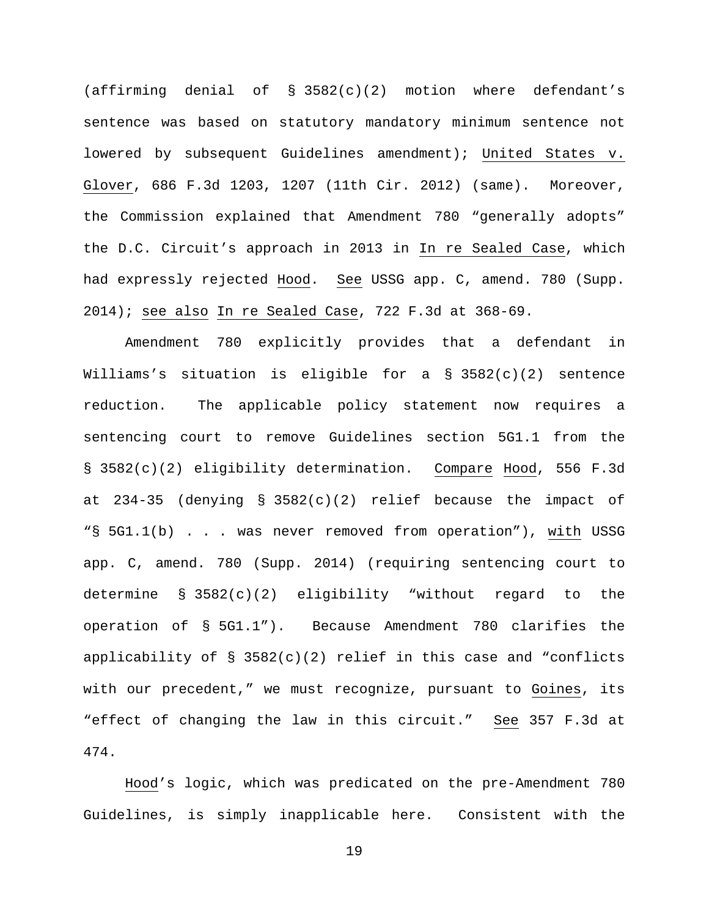(affirming denial of § 3582(c)(2) motion where defendant's sentence was based on statutory mandatory minimum sentence not lowered by subsequent Guidelines amendment); United States v. Glover, 686 F.3d 1203, 1207 (11th Cir. 2012) (same). Moreover, the Commission explained that Amendment 780 "generally adopts" the D.C. Circuit's approach in 2013 in In re Sealed Case, which had expressly rejected Hood. See USSG app. C, amend. 780 (Supp. 2014); see also In re Sealed Case, 722 F.3d at 368-69.

Amendment 780 explicitly provides that a defendant in Williams's situation is eligible for a § 3582(c)(2) sentence reduction. The applicable policy statement now requires a sentencing court to remove Guidelines section 5G1.1 from the § 3582(c)(2) eligibility determination. Compare Hood, 556 F.3d at 234-35 (denying § 3582(c)(2) relief because the impact of "§ 5G1.1(b) . . . was never removed from operation"), with USSG app. C, amend. 780 (Supp. 2014) (requiring sentencing court to determine § 3582(c)(2) eligibility "without regard to the operation of § 5G1.1"). Because Amendment 780 clarifies the applicability of § 3582(c)(2) relief in this case and "conflicts with our precedent," we must recognize, pursuant to Goines, its "effect of changing the law in this circuit." See 357 F.3d at 474.

Hood's logic, which was predicated on the pre-Amendment 780 Guidelines, is simply inapplicable here. Consistent with the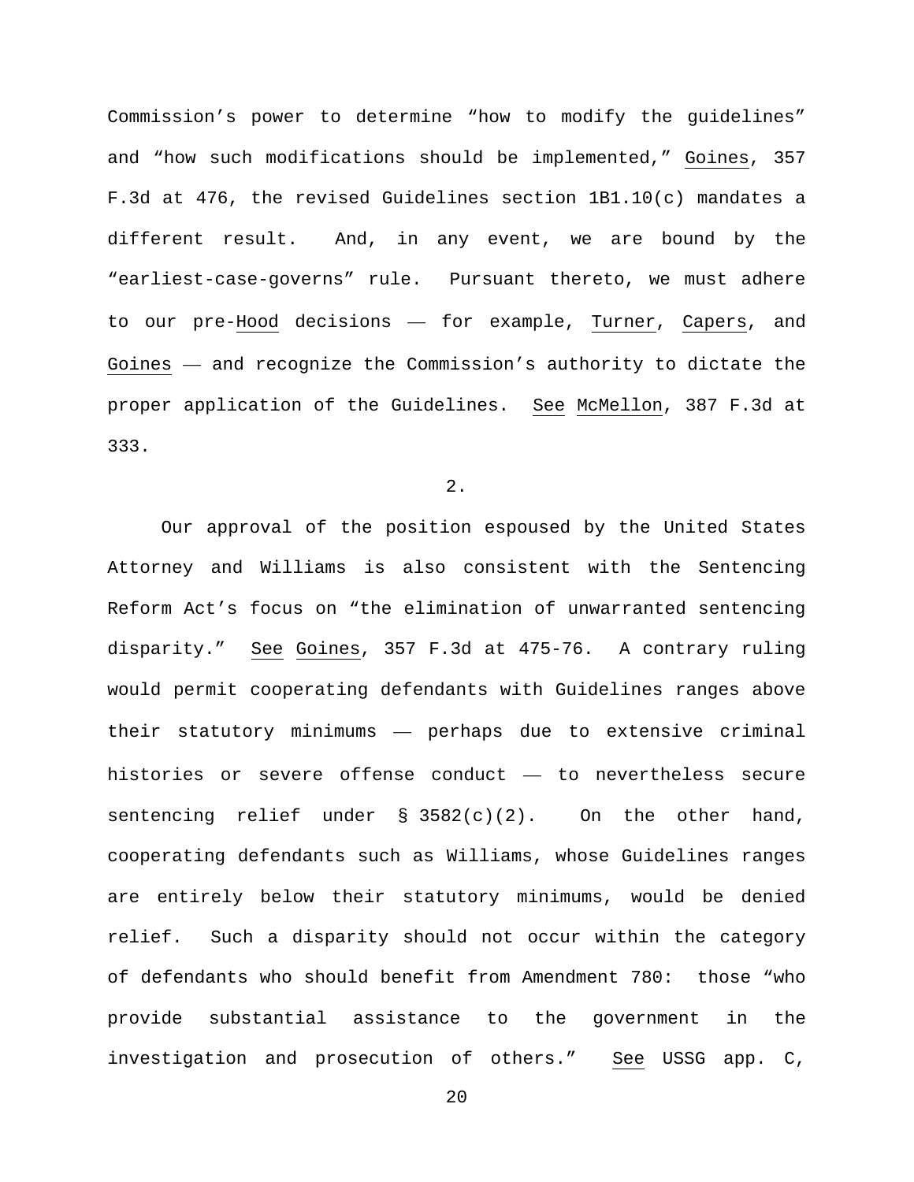Commission's power to determine "how to modify the guidelines" and "how such modifications should be implemented," Goines, 357 F.3d at 476, the revised Guidelines section 1B1.10(c) mandates a different result. And, in any event, we are bound by the "earliest-case-governs" rule. Pursuant thereto, we must adhere to our pre-Hood decisions — for example, Turner, Capers, and Goines — and recognize the Commission's authority to dictate the proper application of the Guidelines. See McMellon, 387 F.3d at 333.

2.

Our approval of the position espoused by the United States Attorney and Williams is also consistent with the Sentencing Reform Act's focus on "the elimination of unwarranted sentencing disparity." See Goines, 357 F.3d at 475-76. A contrary ruling would permit cooperating defendants with Guidelines ranges above their statutory minimums — perhaps due to extensive criminal histories or severe offense conduct — to nevertheless secure sentencing relief under § 3582(c)(2). On the other hand, cooperating defendants such as Williams, whose Guidelines ranges are entirely below their statutory minimums, would be denied relief. Such a disparity should not occur within the category of defendants who should benefit from Amendment 780: those "who provide substantial assistance to the government in the investigation and prosecution of others." See USSG app. C,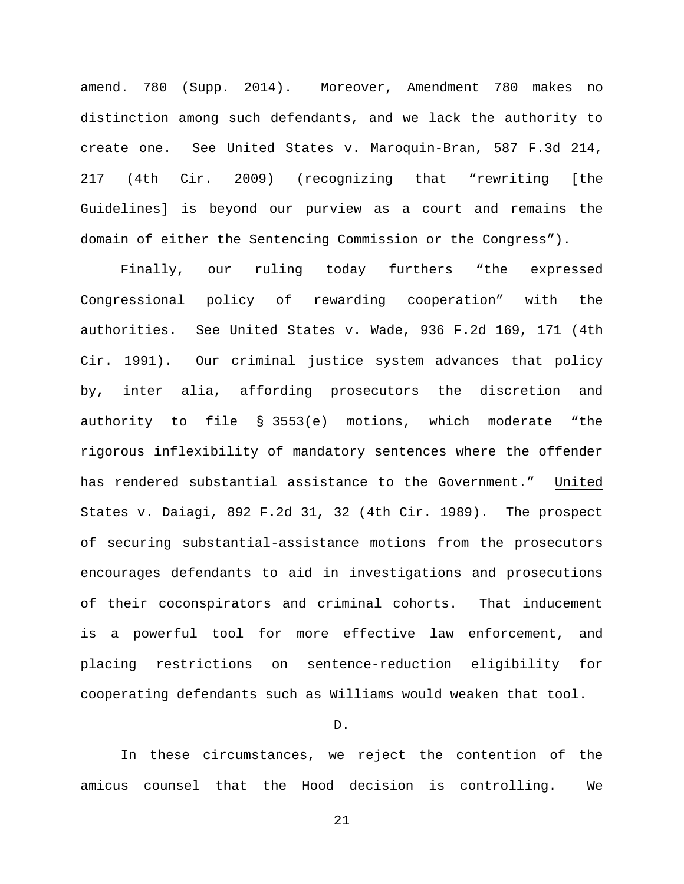amend. 780 (Supp. 2014). Moreover, Amendment 780 makes no distinction among such defendants, and we lack the authority to create one. See United States v. Maroquin-Bran, 587 F.3d 214, 217 (4th Cir. 2009) (recognizing that "rewriting [the Guidelines] is beyond our purview as a court and remains the domain of either the Sentencing Commission or the Congress").

Finally, our ruling today furthers "the expressed Congressional policy of rewarding cooperation" with the authorities. See United States v. Wade, 936 F.2d 169, 171 (4th Cir. 1991). Our criminal justice system advances that policy by, inter alia, affording prosecutors the discretion and authority to file § 3553(e) motions, which moderate "the rigorous inflexibility of mandatory sentences where the offender has rendered substantial assistance to the Government." United States v. Daiagi, 892 F.2d 31, 32 (4th Cir. 1989). The prospect of securing substantial-assistance motions from the prosecutors encourages defendants to aid in investigations and prosecutions of their coconspirators and criminal cohorts. That inducement is a powerful tool for more effective law enforcement, and placing restrictions on sentence-reduction eligibility for cooperating defendants such as Williams would weaken that tool.

D.

In these circumstances, we reject the contention of the amicus counsel that the Hood decision is controlling. We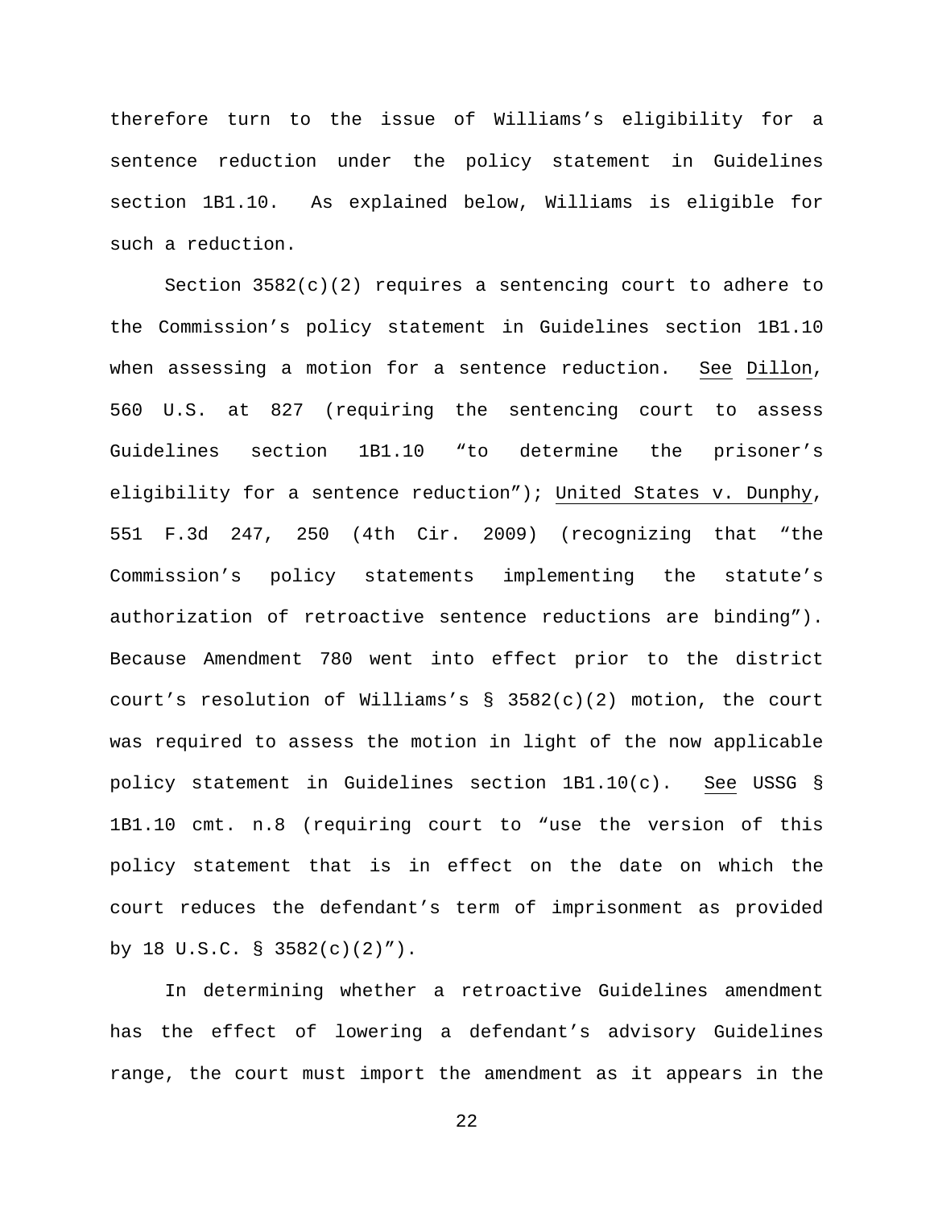therefore turn to the issue of Williams's eligibility for a sentence reduction under the policy statement in Guidelines section 1B1.10. As explained below, Williams is eligible for such a reduction.

Section 3582(c)(2) requires a sentencing court to adhere to the Commission's policy statement in Guidelines section 1B1.10 when assessing a motion for a sentence reduction. See Dillon, 560 U.S. at 827 (requiring the sentencing court to assess Guidelines section 1B1.10 "to determine the prisoner's eligibility for a sentence reduction"); United States v. Dunphy, 551 F.3d 247, 250 (4th Cir. 2009) (recognizing that "the Commission's policy statements implementing the statute's authorization of retroactive sentence reductions are binding"). Because Amendment 780 went into effect prior to the district court's resolution of Williams's § 3582(c)(2) motion, the court was required to assess the motion in light of the now applicable policy statement in Guidelines section 1B1.10(c). See USSG § 1B1.10 cmt. n.8 (requiring court to "use the version of this policy statement that is in effect on the date on which the court reduces the defendant's term of imprisonment as provided by 18 U.S.C. § 3582(c)(2)").

In determining whether a retroactive Guidelines amendment has the effect of lowering a defendant's advisory Guidelines range, the court must import the amendment as it appears in the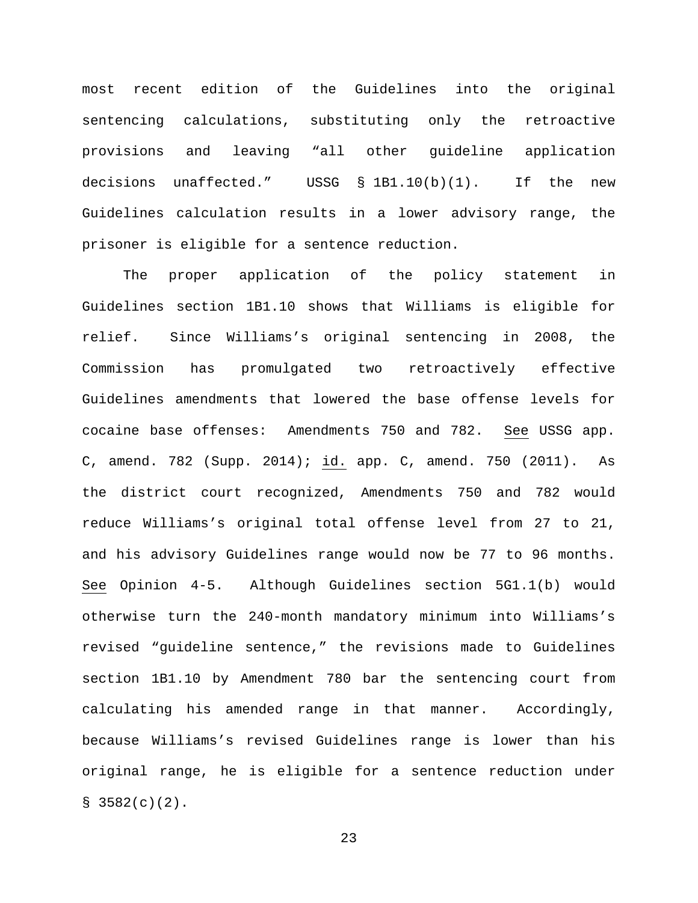most recent edition of the Guidelines into the original sentencing calculations, substituting only the retroactive provisions and leaving "all other guideline application decisions unaffected." USSG § 1B1.10(b)(1). If the new Guidelines calculation results in a lower advisory range, the prisoner is eligible for a sentence reduction.

The proper application of the policy statement in Guidelines section 1B1.10 shows that Williams is eligible for relief. Since Williams's original sentencing in 2008, the Commission has promulgated two retroactively effective Guidelines amendments that lowered the base offense levels for cocaine base offenses: Amendments 750 and 782. See USSG app. C, amend. 782 (Supp. 2014); id. app. C, amend. 750 (2011). As the district court recognized, Amendments 750 and 782 would reduce Williams's original total offense level from 27 to 21, and his advisory Guidelines range would now be 77 to 96 months. See Opinion 4-5. Although Guidelines section 5G1.1(b) would otherwise turn the 240-month mandatory minimum into Williams's revised "guideline sentence," the revisions made to Guidelines section 1B1.10 by Amendment 780 bar the sentencing court from calculating his amended range in that manner. Accordingly, because Williams's revised Guidelines range is lower than his original range, he is eligible for a sentence reduction under § 3582(c)(2).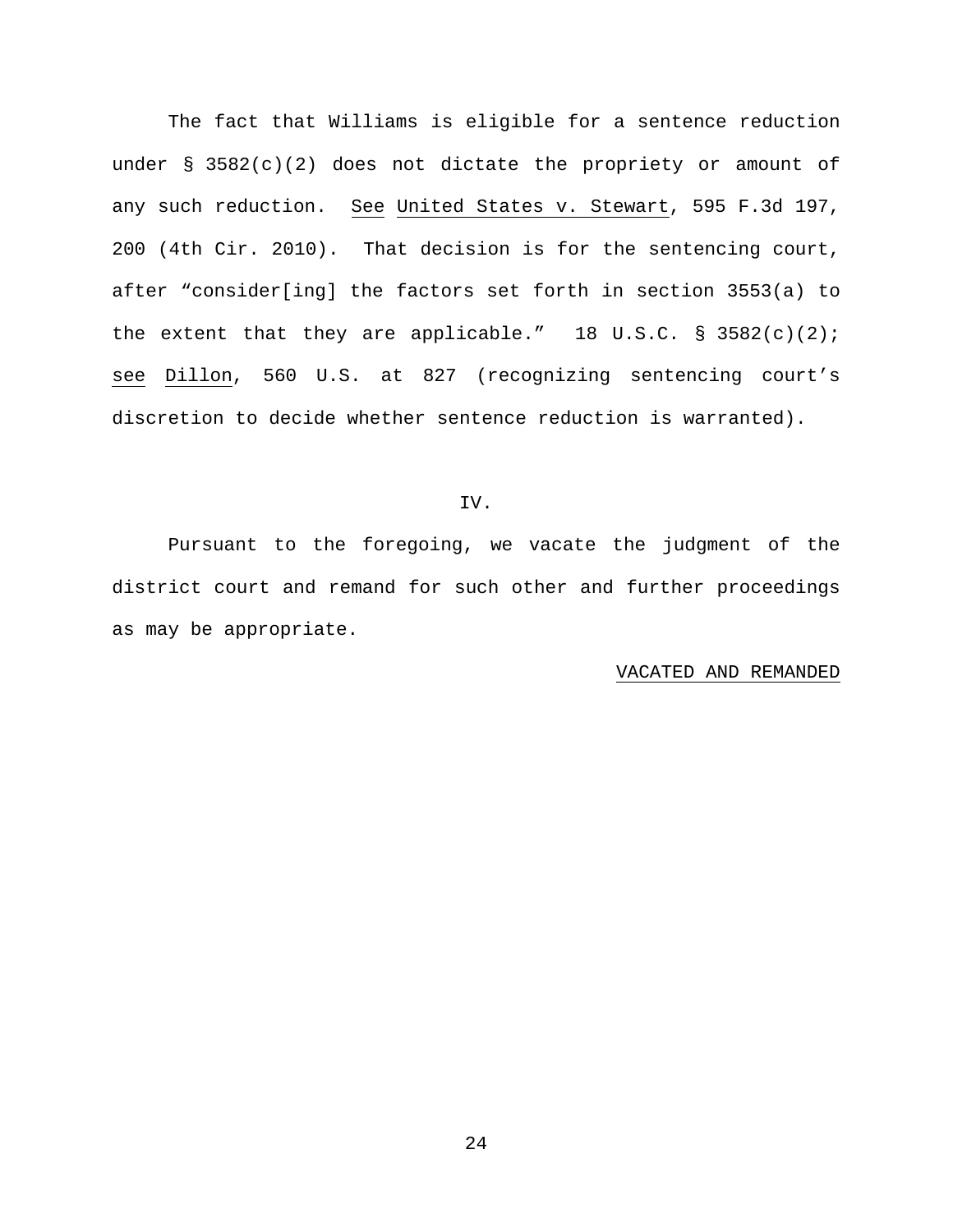The fact that Williams is eligible for a sentence reduction under § 3582(c)(2) does not dictate the propriety or amount of any such reduction. See United States v. Stewart, 595 F.3d 197, 200 (4th Cir. 2010). That decision is for the sentencing court, after "consider[ing] the factors set forth in section 3553(a) to the extent that they are applicable." 18 U.S.C. § 3582(c)(2); see Dillon, 560 U.S. at 827 (recognizing sentencing court's discretion to decide whether sentence reduction is warranted).

## IV.

Pursuant to the foregoing, we vacate the judgment of the district court and remand for such other and further proceedings as may be appropriate.

VACATED AND REMANDED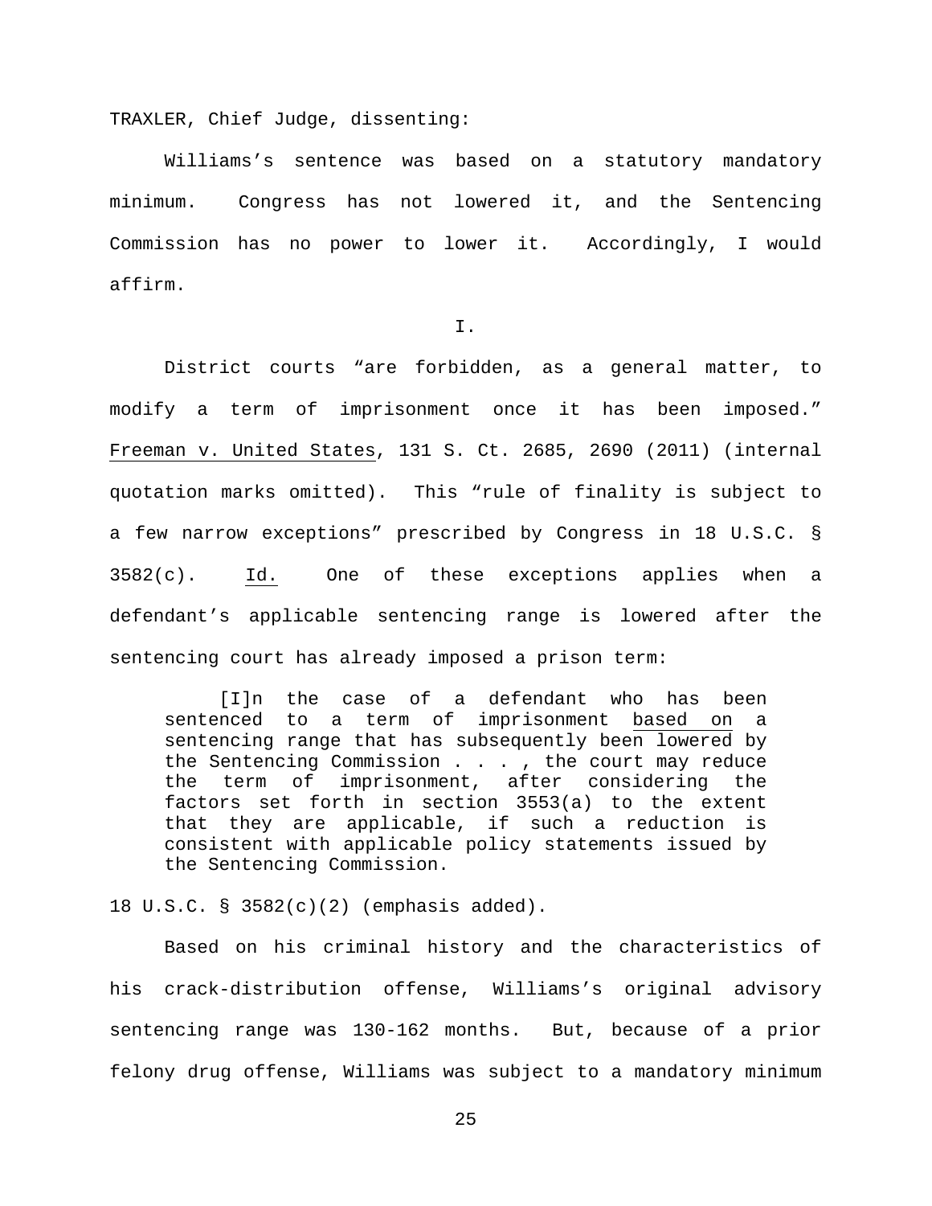TRAXLER, Chief Judge, dissenting:

Williams's sentence was based on a statutory mandatory minimum. Congress has not lowered it, and the Sentencing Commission has no power to lower it. Accordingly, I would affirm.

I.

District courts "are forbidden, as a general matter, to modify a term of imprisonment once it has been imposed." Freeman v. United States, 131 S. Ct. 2685, 2690 (2011) (internal quotation marks omitted). This "rule of finality is subject to a few narrow exceptions" prescribed by Congress in 18 U.S.C. § 3582(c). Id. One of these exceptions applies when a defendant's applicable sentencing range is lowered after the sentencing court has already imposed a prison term:

> [I]n the case of a defendant who has been sentenced to a term of imprisonment based on a sentencing range that has subsequently been lowered by the Sentencing Commission . . . , the court may reduce the term of imprisonment, after considering the factors set forth in section 3553(a) to the extent that they are applicable, if such a reduction is consistent with applicable policy statements issued by the Sentencing Commission.

18 U.S.C. § 3582(c)(2) (emphasis added).

Based on his criminal history and the characteristics of his crack-distribution offense, Williams's original advisory sentencing range was 130-162 months. But, because of a prior felony drug offense, Williams was subject to a mandatory minimum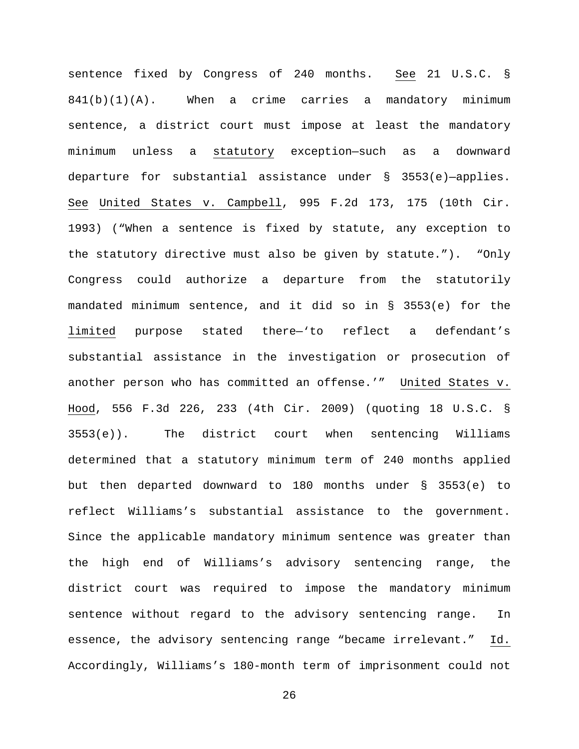sentence fixed by Congress of 240 months. See 21 U.S.C. § 841(b)(1)(A). When a crime carries a mandatory minimum sentence, a district court must impose at least the mandatory minimum unless a statutory exception—such as a downward departure for substantial assistance under § 3553(e)—applies. See United States v. Campbell, 995 F.2d 173, 175 (10th Cir. 1993) ("When a sentence is fixed by statute, any exception to the statutory directive must also be given by statute."). "Only Congress could authorize a departure from the statutorily mandated minimum sentence, and it did so in § 3553(e) for the limited purpose stated there—'to reflect a defendant's substantial assistance in the investigation or prosecution of another person who has committed an offense.'" United States v. Hood, 556 F.3d 226, 233 (4th Cir. 2009) (quoting 18 U.S.C. § 3553(e)). The district court when sentencing Williams determined that a statutory minimum term of 240 months applied but then departed downward to 180 months under § 3553(e) to reflect Williams's substantial assistance to the government. Since the applicable mandatory minimum sentence was greater than the high end of Williams's advisory sentencing range, the district court was required to impose the mandatory minimum sentence without regard to the advisory sentencing range. In essence, the advisory sentencing range "became irrelevant." Id. Accordingly, Williams's 180-month term of imprisonment could not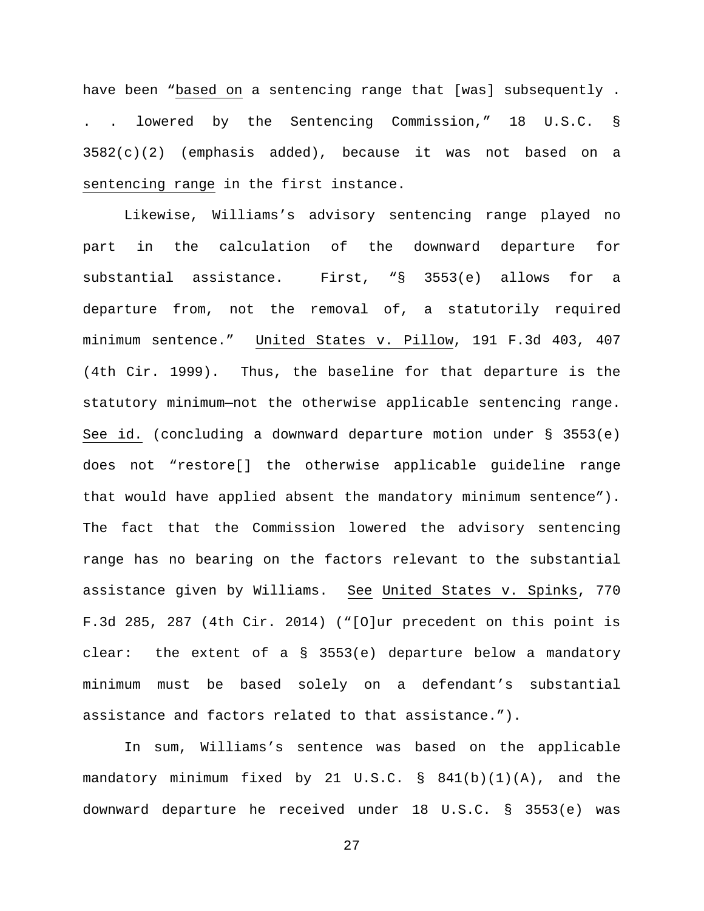have been "based on a sentencing range that [was] subsequently . . . lowered by the Sentencing Commission," 18 U.S.C. § 3582(c)(2) (emphasis added), because it was not based on a sentencing range in the first instance.

Likewise, Williams's advisory sentencing range played no part in the calculation of the downward departure for substantial assistance. First, "§ 3553(e) allows for a departure from, not the removal of, a statutorily required minimum sentence." United States v. Pillow, 191 F.3d 403, 407 (4th Cir. 1999). Thus, the baseline for that departure is the statutory minimum—not the otherwise applicable sentencing range. See id. (concluding a downward departure motion under § 3553(e) does not "restore[] the otherwise applicable guideline range that would have applied absent the mandatory minimum sentence"). The fact that the Commission lowered the advisory sentencing range has no bearing on the factors relevant to the substantial assistance given by Williams. See United States v. Spinks, 770 F.3d 285, 287 (4th Cir. 2014) ("[O]ur precedent on this point is clear: the extent of a § 3553(e) departure below a mandatory minimum must be based solely on a defendant's substantial assistance and factors related to that assistance.").

In sum, Williams's sentence was based on the applicable mandatory minimum fixed by 21 U.S.C. § 841(b)(1)(A), and the downward departure he received under 18 U.S.C. § 3553(e) was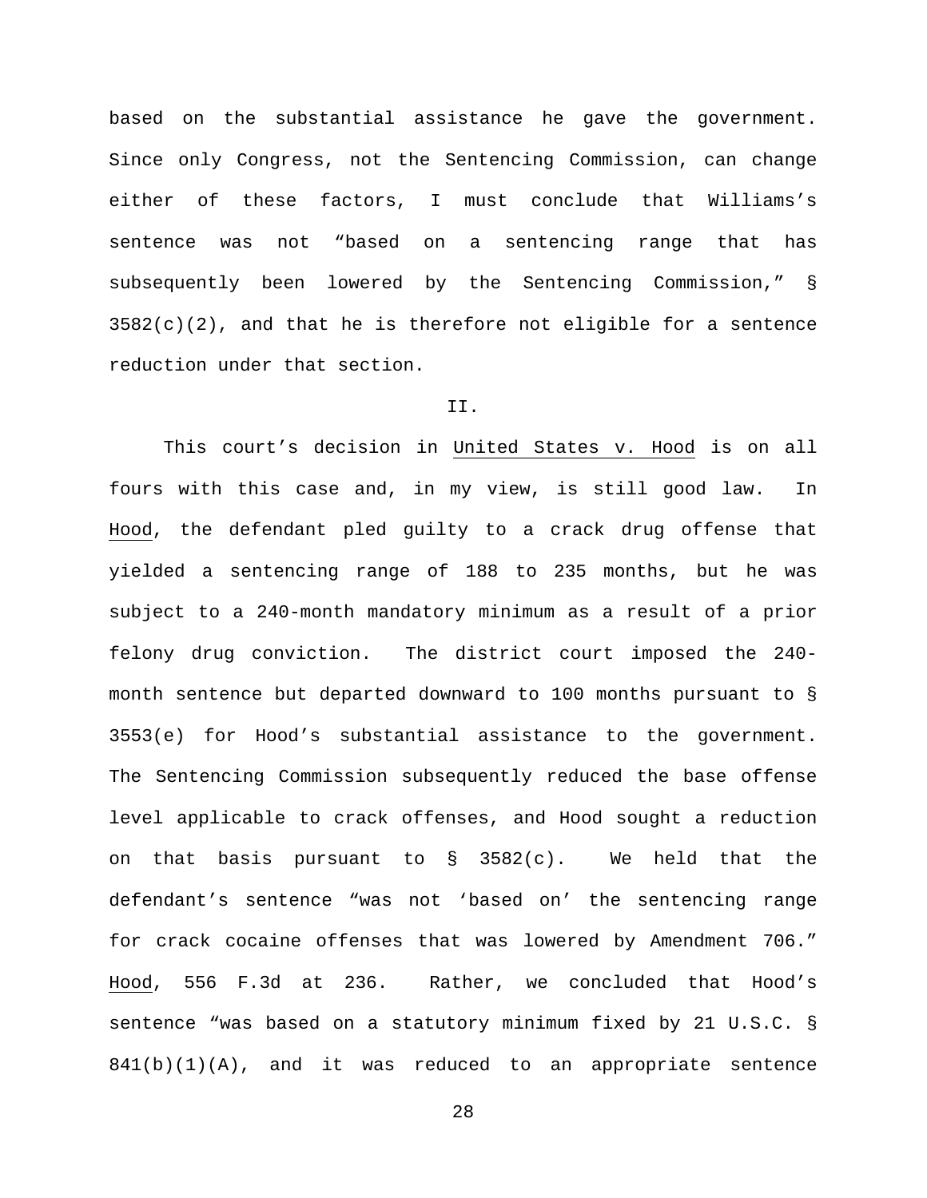based on the substantial assistance he gave the government. Since only Congress, not the Sentencing Commission, can change either of these factors, I must conclude that Williams's sentence was not "based on a sentencing range that has subsequently been lowered by the Sentencing Commission," § 3582(c)(2), and that he is therefore not eligible for a sentence reduction under that section.

II.

This court's decision in United States v. Hood is on all fours with this case and, in my view, is still good law. In Hood, the defendant pled guilty to a crack drug offense that yielded a sentencing range of 188 to 235 months, but he was subject to a 240-month mandatory minimum as a result of a prior felony drug conviction. The district court imposed the 240-month sentence but departed downward to 100 months pursuant to § 3553(e) for Hood's substantial assistance to the government. The Sentencing Commission subsequently reduced the base offense level applicable to crack offenses, and Hood sought a reduction on that basis pursuant to § 3582(c). We held that the defendant's sentence "was not 'based on' the sentencing range for crack cocaine offenses that was lowered by Amendment 706." Hood, 556 F.3d at 236. Rather, we concluded that Hood's sentence "was based on a statutory minimum fixed by 21 U.S.C. § 841(b)(1)(A), and it was reduced to an appropriate sentence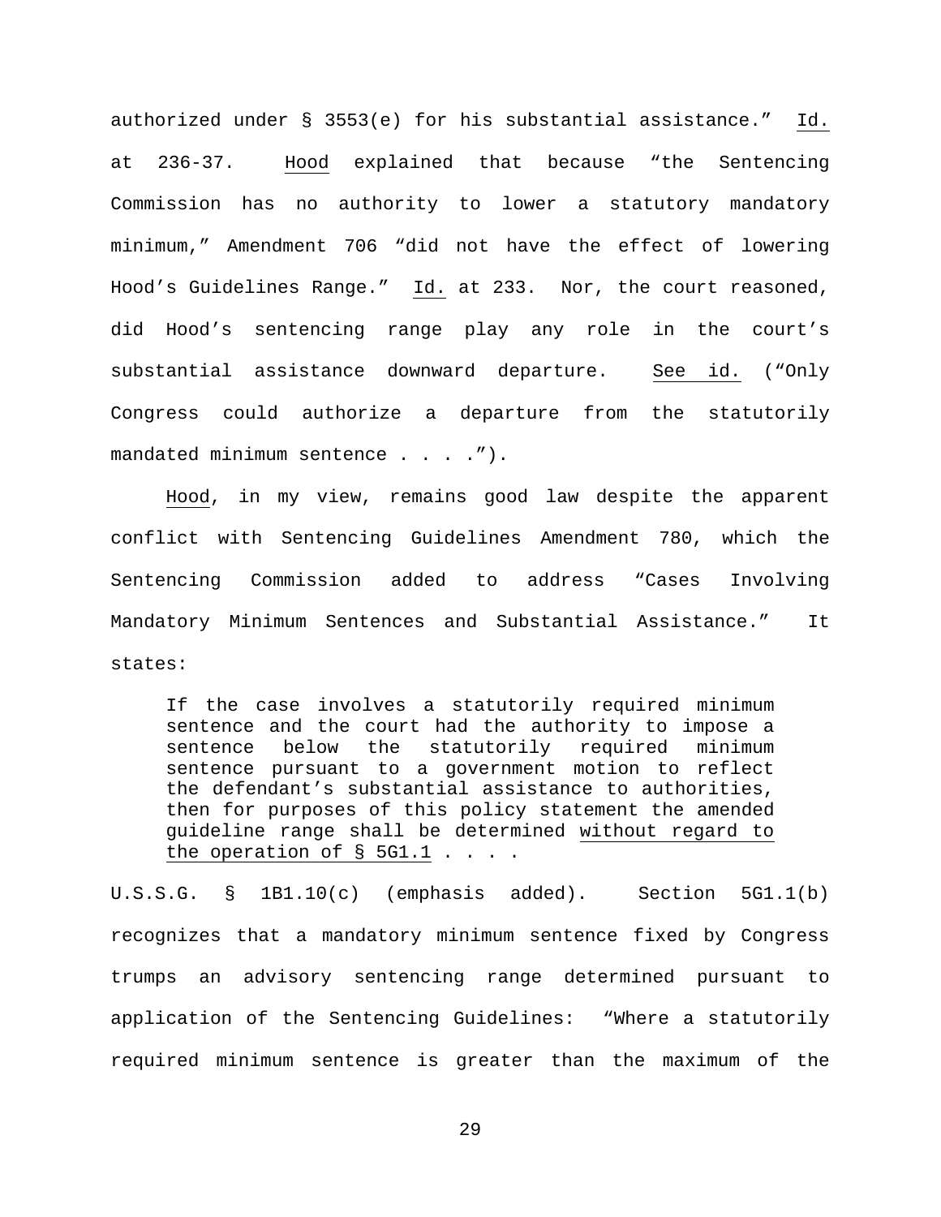authorized under § 3553(e) for his substantial assistance." Id. at 236-37. Hood explained that because "the Sentencing Commission has no authority to lower a statutory mandatory minimum," Amendment 706 "did not have the effect of lowering Hood's Guidelines Range." Id. at 233. Nor, the court reasoned, did Hood's sentencing range play any role in the court's substantial assistance downward departure. See id. ("Only Congress could authorize a departure from the statutorily mandated minimum sentence . . . .").

Hood, in my view, remains good law despite the apparent conflict with Sentencing Guidelines Amendment 780, which the Sentencing Commission added to address "Cases Involving Mandatory Minimum Sentences and Substantial Assistance." It states:

> If the case involves a statutorily required minimum sentence and the court had the authority to impose a sentence below the statutorily required minimum sentence pursuant to a government motion to reflect the defendant's substantial assistance to authorities, then for purposes of this policy statement the amended guideline range shall be determined <u>without regard to the operation of § 5G1.1</u> . . . .

U.S.S.G. § 1B1.10(c) (emphasis added). Section 5G1.1(b) recognizes that a mandatory minimum sentence fixed by Congress trumps an advisory sentencing range determined pursuant to application of the Sentencing Guidelines: "Where a statutorily required minimum sentence is greater than the maximum of the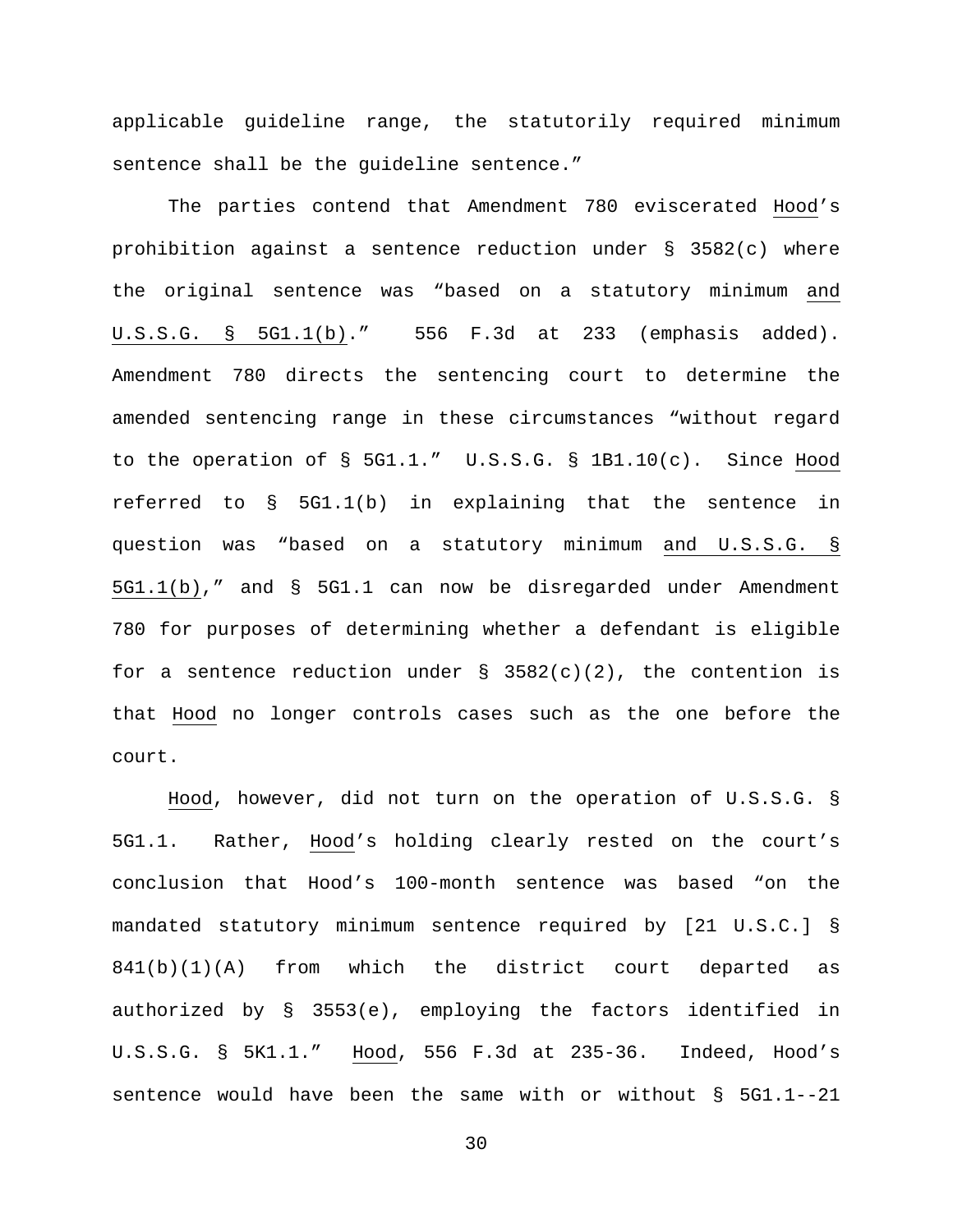applicable guideline range, the statutorily required minimum sentence shall be the guideline sentence."

The parties contend that Amendment 780 eviscerated Hood's prohibition against a sentence reduction under § 3582(c) where the original sentence was "based on a statutory minimum and U.S.S.G. § 5G1.1(b)." 556 F.3d at 233 (emphasis added). Amendment 780 directs the sentencing court to determine the amended sentencing range in these circumstances "without regard to the operation of § 5G1.1." U.S.S.G. § 1B1.10(c). Since Hood referred to § 5G1.1(b) in explaining that the sentence in question was "based on a statutory minimum and U.S.S.G. § 5G1.1(b)," and § 5G1.1 can now be disregarded under Amendment 780 for purposes of determining whether a defendant is eligible for a sentence reduction under § 3582(c)(2), the contention is that Hood no longer controls cases such as the one before the court.

Hood, however, did not turn on the operation of U.S.S.G. § 5G1.1. Rather, Hood's holding clearly rested on the court's conclusion that Hood's 100-month sentence was based "on the mandated statutory minimum sentence required by [21 U.S.C.] § 841(b)(1)(A) from which the district court departed as authorized by § 3553(e), employing the factors identified in U.S.S.G. § 5K1.1." Hood, 556 F.3d at 235-36. Indeed, Hood's sentence would have been the same with or without § 5G1.1--21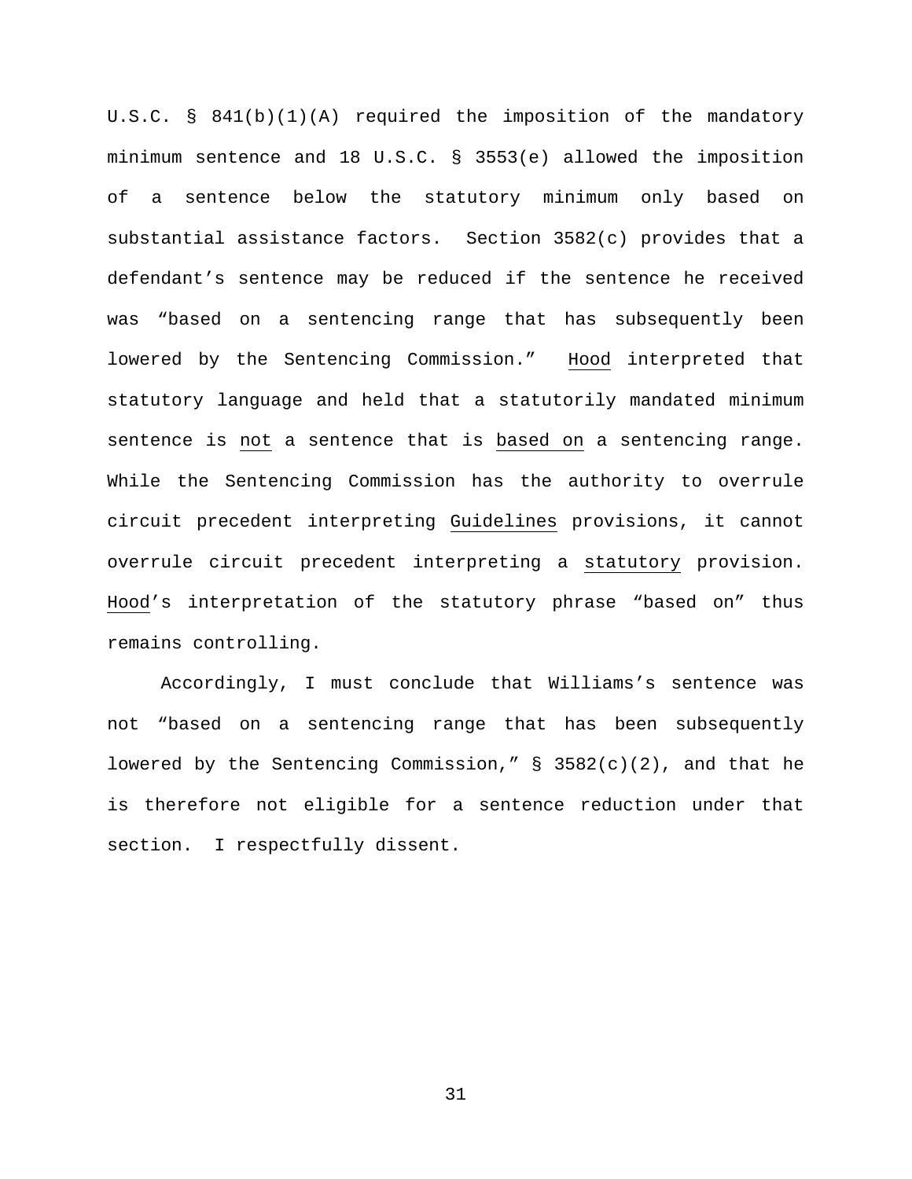U.S.C. § 841(b)(1)(A) required the imposition of the mandatory minimum sentence and 18 U.S.C. § 3553(e) allowed the imposition of a sentence below the statutory minimum only based on substantial assistance factors. Section 3582(c) provides that a defendant's sentence may be reduced if the sentence he received was "based on a sentencing range that has subsequently been lowered by the Sentencing Commission." Hood interpreted that statutory language and held that a statutorily mandated minimum sentence is not a sentence that is based on a sentencing range. While the Sentencing Commission has the authority to overrule circuit precedent interpreting Guidelines provisions, it cannot overrule circuit precedent interpreting a statutory provision. Hood's interpretation of the statutory phrase "based on" thus remains controlling.

Accordingly, I must conclude that Williams's sentence was not "based on a sentencing range that has been subsequently lowered by the Sentencing Commission," § 3582(c)(2), and that he is therefore not eligible for a sentence reduction under that section. I respectfully dissent.